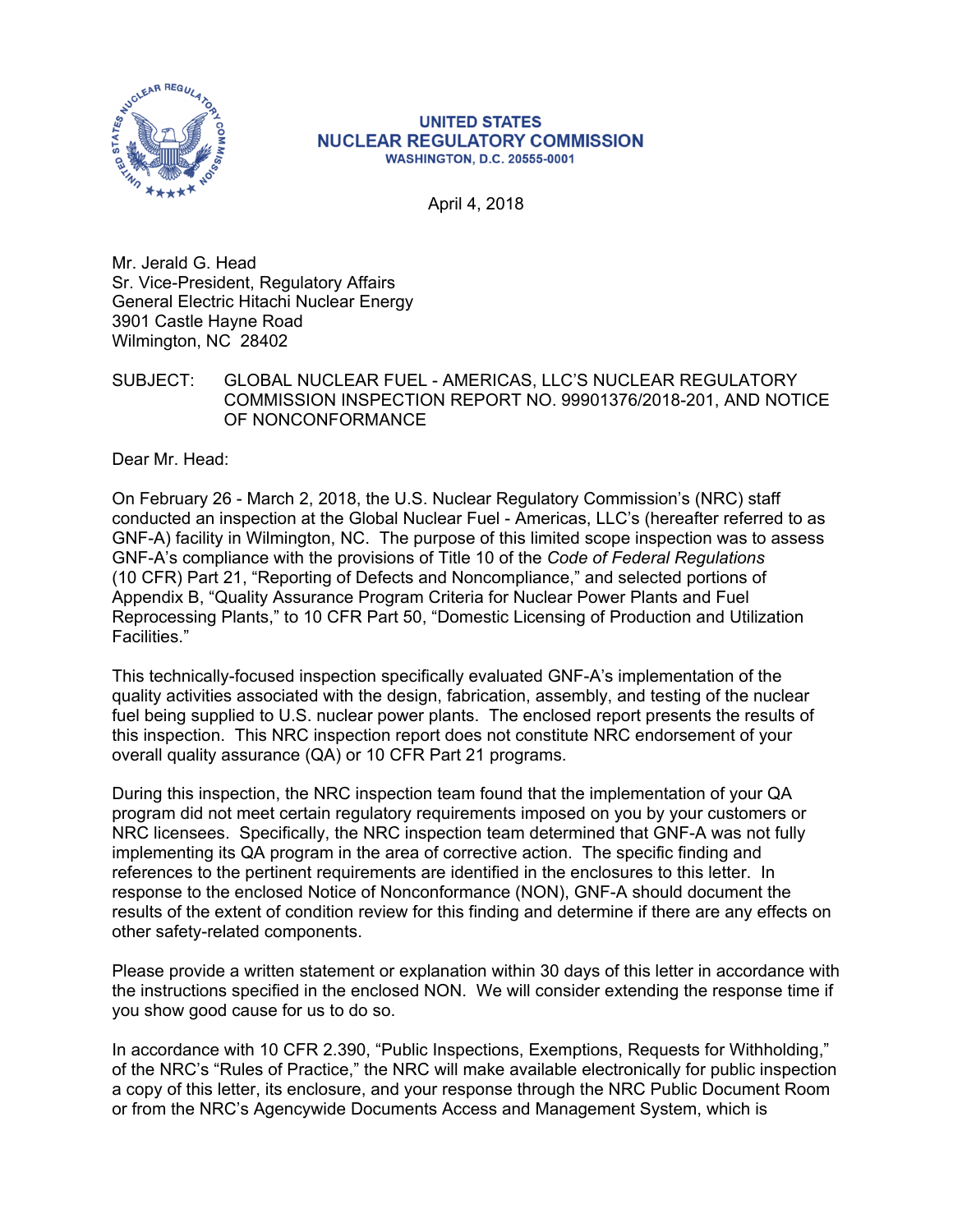**UNITED STATES**
**NUCLEAR REGULATORY COMMISSION**
WASHINGTON, D.C. 20555-0001

April 4, 2018

Mr. Jerald G. Head
Sr. Vice-President, Regulatory Affairs
General Electric Hitachi Nuclear Energy
3901 Castle Hayne Road
Wilmington, NC 28402

SUBJECT: GLOBAL NUCLEAR FUEL - AMERICAS, LLC'S NUCLEAR REGULATORY COMMISSION INSPECTION REPORT NO. 99901376/2018-201, AND NOTICE OF NONCONFORMANCE

Dear Mr. Head:

On February 26 - March 2, 2018, the U.S. Nuclear Regulatory Commission's (NRC) staff conducted an inspection at the Global Nuclear Fuel - Americas, LLC's (hereafter referred to as GNF-A) facility in Wilmington, NC. The purpose of this limited scope inspection was to assess GNF-A's compliance with the provisions of Title 10 of the *Code of Federal Regulations* (10 CFR) Part 21, "Reporting of Defects and Noncompliance," and selected portions of Appendix B, "Quality Assurance Program Criteria for Nuclear Power Plants and Fuel Reprocessing Plants," to 10 CFR Part 50, "Domestic Licensing of Production and Utilization Facilities."

This technically-focused inspection specifically evaluated GNF-A's implementation of the quality activities associated with the design, fabrication, assembly, and testing of the nuclear fuel being supplied to U.S. nuclear power plants. The enclosed report presents the results of this inspection. This NRC inspection report does not constitute NRC endorsement of your overall quality assurance (QA) or 10 CFR Part 21 programs.

During this inspection, the NRC inspection team found that the implementation of your QA program did not meet certain regulatory requirements imposed on you by your customers or NRC licensees. Specifically, the NRC inspection team determined that GNF-A was not fully implementing its QA program in the area of corrective action. The specific finding and references to the pertinent requirements are identified in the enclosures to this letter. In response to the enclosed Notice of Nonconformance (NON), GNF-A should document the results of the extent of condition review for this finding and determine if there are any effects on other safety-related components.

Please provide a written statement or explanation within 30 days of this letter in accordance with the instructions specified in the enclosed NON. We will consider extending the response time if you show good cause for us to do so.

In accordance with 10 CFR 2.390, "Public Inspections, Exemptions, Requests for Withholding," of the NRC's "Rules of Practice," the NRC will make available electronically for public inspection a copy of this letter, its enclosure, and your response through the NRC Public Document Room or from the NRC's Agencywide Documents Access and Management System, which is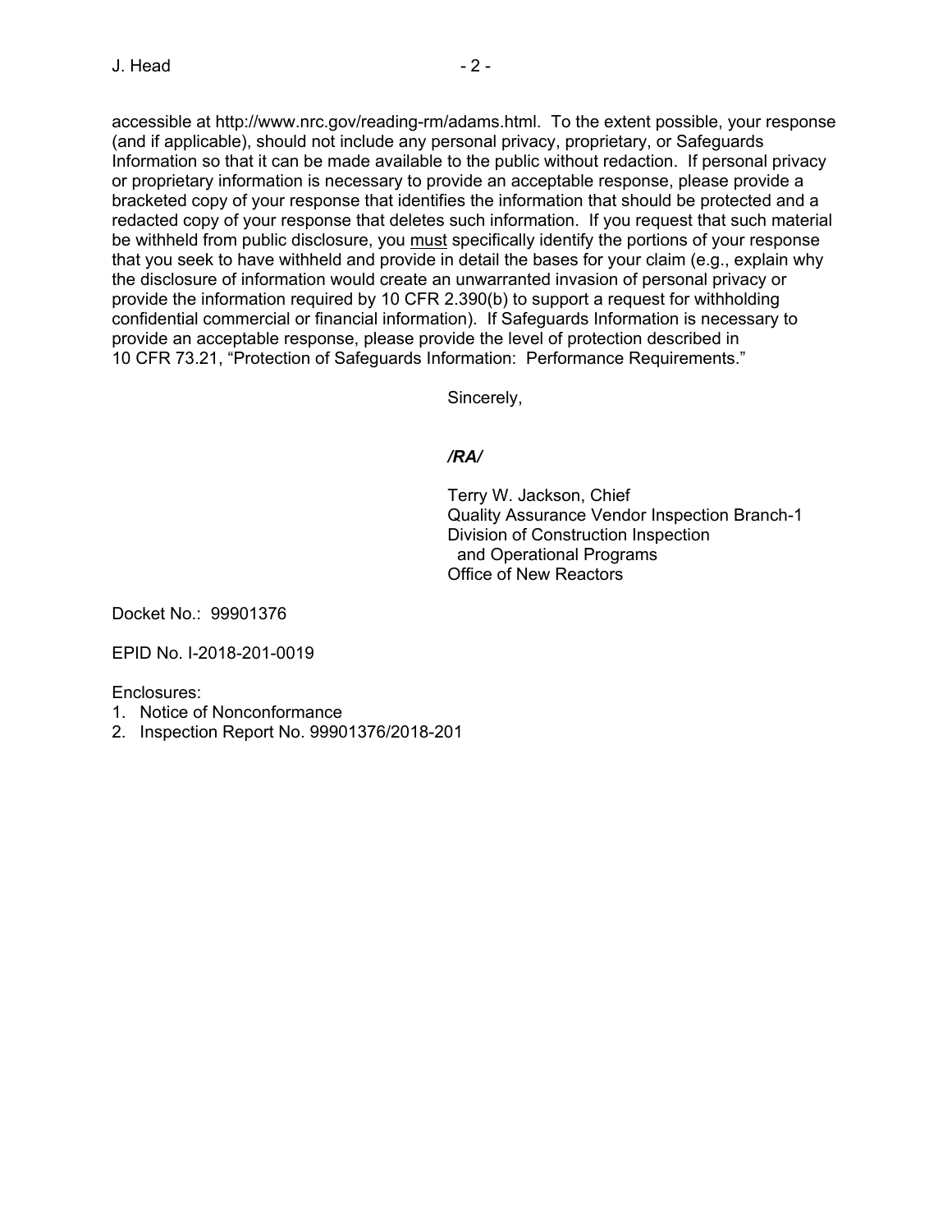accessible at http://www.nrc.gov/reading-rm/adams.html. To the extent possible, your response (and if applicable), should not include any personal privacy, proprietary, or Safeguards Information so that it can be made available to the public without redaction. If personal privacy or proprietary information is necessary to provide an acceptable response, please provide a bracketed copy of your response that identifies the information that should be protected and a redacted copy of your response that deletes such information. If you request that such material be withheld from public disclosure, you must specifically identify the portions of your response that you seek to have withheld and provide in detail the bases for your claim (e.g., explain why the disclosure of information would create an unwarranted invasion of personal privacy or provide the information required by 10 CFR 2.390(b) to support a request for withholding confidential commercial or financial information). If Safeguards Information is necessary to provide an acceptable response, please provide the level of protection described in 10 CFR 73.21, "Protection of Safeguards Information: Performance Requirements."

Sincerely,

***/RA/***

Terry W. Jackson, Chief
Quality Assurance Vendor Inspection Branch-1
Division of Construction Inspection
and Operational Programs
Office of New Reactors

Docket No.: 99901376

EPID No. I-2018-201-0019

Enclosures:
1. Notice of Nonconformance
2. Inspection Report No. 99901376/2018-201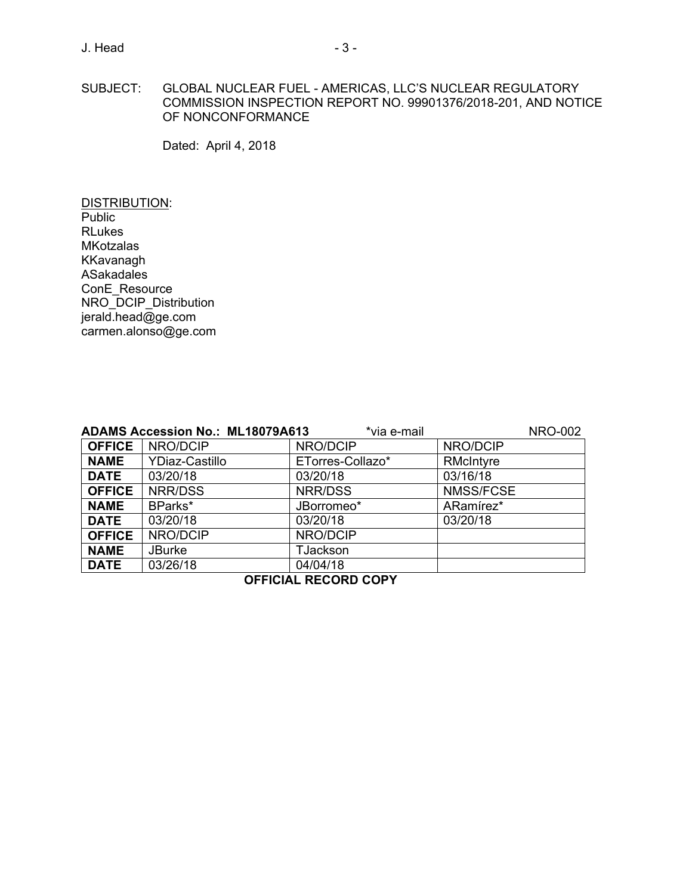SUBJECT: GLOBAL NUCLEAR FUEL - AMERICAS, LLC'S NUCLEAR REGULATORY COMMISSION INSPECTION REPORT NO. 99901376/2018-201, AND NOTICE OF NONCONFORMANCE

Dated: April 4, 2018

DISTRIBUTION:
Public
RLukes
MKotzalas
KKavanagh
ASakadales
ConE_Resource
NRO_DCIP_Distribution
jerald.head@ge.com
carmen.alonso@ge.com

**ADAMS Accession No.: ML18079A613** *via e-mail NRO-002

| **OFFICE** | NRO/DCIP | NRO/DCIP | NRO/DCIP |
|---|---|---|---|
| **NAME** | YDiaz-Castillo | ETorres-Collazo* | RMcIntyre |
| **DATE** | 03/20/18 | 03/20/18 | 03/16/18 |
| **OFFICE** | NRR/DSS | NRR/DSS | NMSS/FCSE |
| **NAME** | BParks* | JBorromeo* | ARamírez* |
| **DATE** | 03/20/18 | 03/20/18 | 03/20/18 |
| **OFFICE** | NRO/DCIP | NRO/DCIP | |
| **NAME** | JBurke | TJackson | |
| **DATE** | 03/26/18 | 04/04/18 | |

**OFFICIAL RECORD COPY**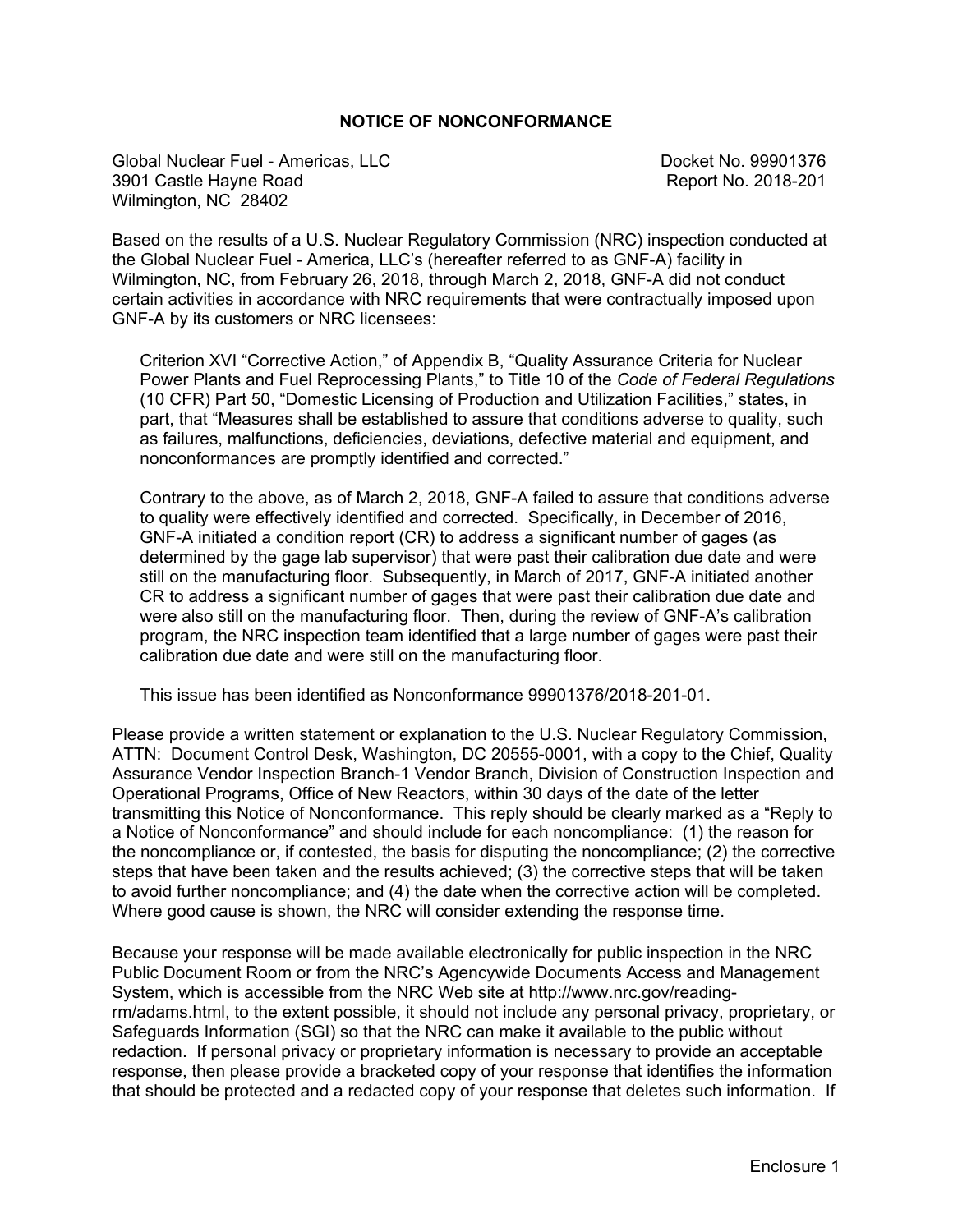## NOTICE OF NONCONFORMANCE

Global Nuclear Fuel - Americas, LLC
3901 Castle Hayne Road
Wilmington, NC 28402

Docket No. 99901376
Report No. 2018-201

Based on the results of a U.S. Nuclear Regulatory Commission (NRC) inspection conducted at the Global Nuclear Fuel - America, LLC's (hereafter referred to as GNF-A) facility in Wilmington, NC, from February 26, 2018, through March 2, 2018, GNF-A did not conduct certain activities in accordance with NRC requirements that were contractually imposed upon GNF-A by its customers or NRC licensees:

> Criterion XVI "Corrective Action," of Appendix B, "Quality Assurance Criteria for Nuclear Power Plants and Fuel Reprocessing Plants," to Title 10 of the *Code of Federal Regulations* (10 CFR) Part 50, "Domestic Licensing of Production and Utilization Facilities," states, in part, that "Measures shall be established to assure that conditions adverse to quality, such as failures, malfunctions, deficiencies, deviations, defective material and equipment, and nonconformances are promptly identified and corrected."
>
> Contrary to the above, as of March 2, 2018, GNF-A failed to assure that conditions adverse to quality were effectively identified and corrected. Specifically, in December of 2016, GNF-A initiated a condition report (CR) to address a significant number of gages (as determined by the gage lab supervisor) that were past their calibration due date and were still on the manufacturing floor. Subsequently, in March of 2017, GNF-A initiated another CR to address a significant number of gages that were past their calibration due date and were also still on the manufacturing floor. Then, during the review of GNF-A's calibration program, the NRC inspection team identified that a large number of gages were past their calibration due date and were still on the manufacturing floor.
>
> This issue has been identified as Nonconformance 99901376/2018-201-01.

Please provide a written statement or explanation to the U.S. Nuclear Regulatory Commission, ATTN: Document Control Desk, Washington, DC 20555-0001, with a copy to the Chief, Quality Assurance Vendor Inspection Branch-1 Vendor Branch, Division of Construction Inspection and Operational Programs, Office of New Reactors, within 30 days of the date of the letter transmitting this Notice of Nonconformance. This reply should be clearly marked as a "Reply to a Notice of Nonconformance" and should include for each noncompliance: (1) the reason for the noncompliance or, if contested, the basis for disputing the noncompliance; (2) the corrective steps that have been taken and the results achieved; (3) the corrective steps that will be taken to avoid further noncompliance; and (4) the date when the corrective action will be completed. Where good cause is shown, the NRC will consider extending the response time.

Because your response will be made available electronically for public inspection in the NRC Public Document Room or from the NRC's Agencywide Documents Access and Management System, which is accessible from the NRC Web site at http://www.nrc.gov/reading-rm/adams.html, to the extent possible, it should not include any personal privacy, proprietary, or Safeguards Information (SGI) so that the NRC can make it available to the public without redaction. If personal privacy or proprietary information is necessary to provide an acceptable response, then please provide a bracketed copy of your response that identifies the information that should be protected and a redacted copy of your response that deletes such information. If

Enclosure 1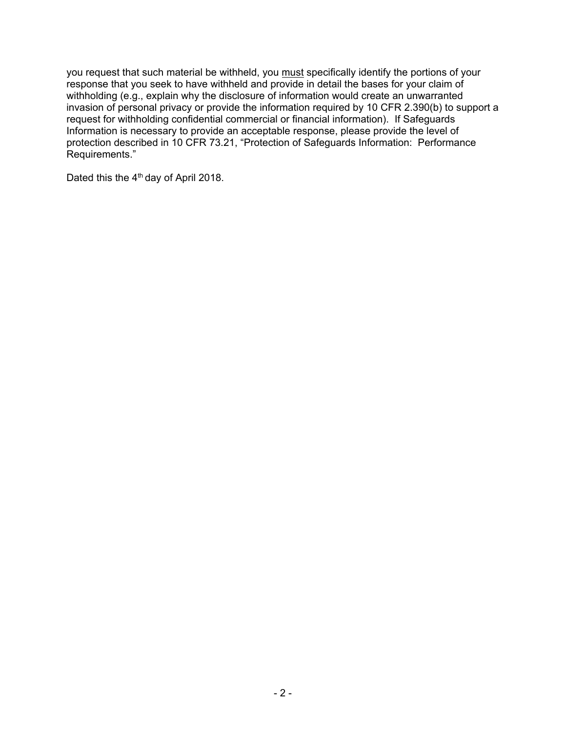you request that such material be withheld, you <u>must</u> specifically identify the portions of your response that you seek to have withheld and provide in detail the bases for your claim of withholding (e.g., explain why the disclosure of information would create an unwarranted invasion of personal privacy or provide the information required by 10 CFR 2.390(b) to support a request for withholding confidential commercial or financial information). If Safeguards Information is necessary to provide an acceptable response, please provide the level of protection described in 10 CFR 73.21, "Protection of Safeguards Information: Performance Requirements."

Dated this the 4th day of April 2018.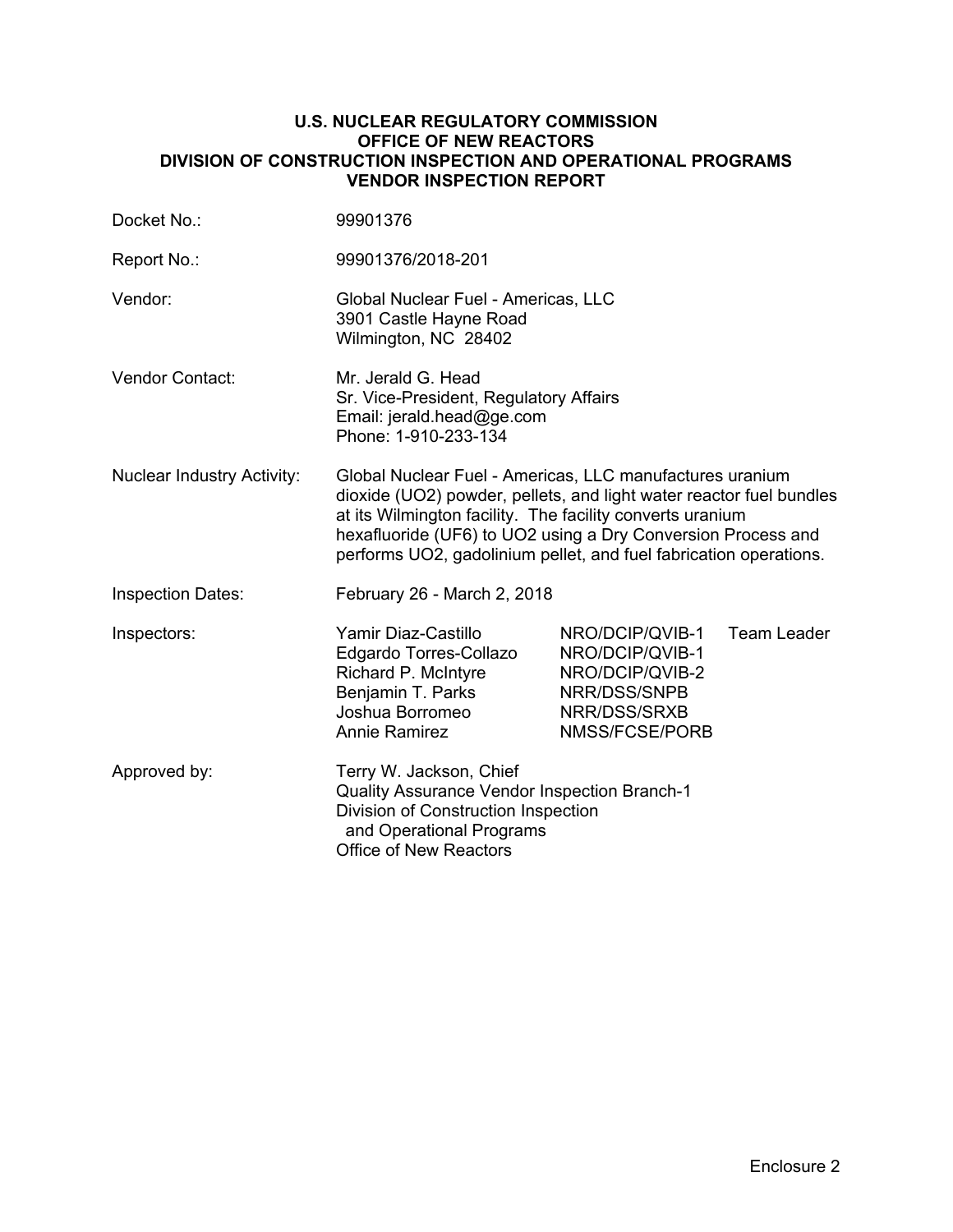**U.S. NUCLEAR REGULATORY COMMISSION**
**OFFICE OF NEW REACTORS**
**DIVISION OF CONSTRUCTION INSPECTION AND OPERATIONAL PROGRAMS**
**VENDOR INSPECTION REPORT**

| | |
|---|---|
| Docket No.: | 99901376 |
| Report No.: | 99901376/2018-201 |
| Vendor: | Global Nuclear Fuel - Americas, LLC<br>3901 Castle Hayne Road<br>Wilmington, NC 28402 |
| Vendor Contact: | Mr. Jerald G. Head<br>Sr. Vice-President, Regulatory Affairs<br>Email: jerald.head@ge.com<br>Phone: 1-910-233-134 |
| Nuclear Industry Activity: | Global Nuclear Fuel - Americas, LLC manufactures uranium dioxide (UO2) powder, pellets, and light water reactor fuel bundles at its Wilmington facility. The facility converts uranium hexafluoride (UF6) to UO2 using a Dry Conversion Process and performs UO2, gadolinium pellet, and fuel fabrication operations. |
| Inspection Dates: | February 26 - March 2, 2018 |

| Inspectors: | | |
|---|---|---|
| Yamir Diaz-Castillo | NRO/DCIP/QVIB-1 | Team Leader |
| Edgardo Torres-Collazo | NRO/DCIP/QVIB-1 | |
| Richard P. McIntyre | NRO/DCIP/QVIB-2 | |
| Benjamin T. Parks | NRR/DSS/SNPB | |
| Joshua Borromeo | NRR/DSS/SRXB | |
| Annie Ramirez | NMSS/FCSE/PORB | |

Approved by: Terry W. Jackson, Chief
Quality Assurance Vendor Inspection Branch-1
Division of Construction Inspection
and Operational Programs
Office of New Reactors

Enclosure 2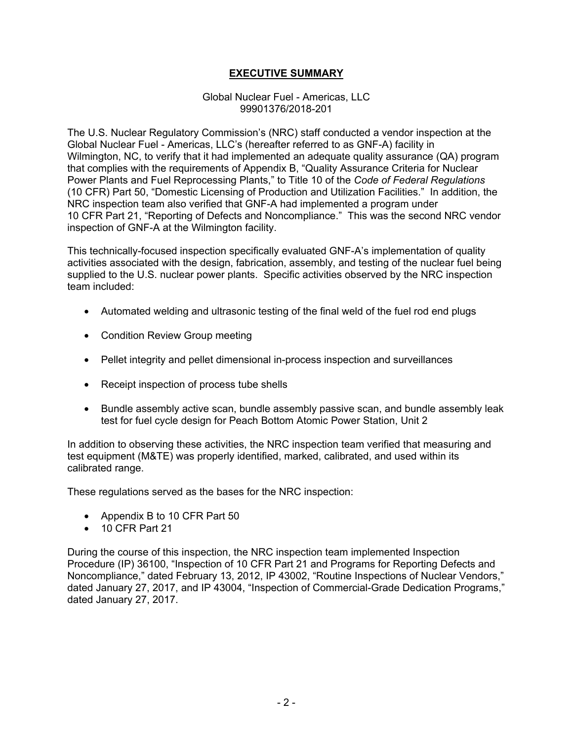# EXECUTIVE SUMMARY

Global Nuclear Fuel - Americas, LLC
99901376/2018-201

The U.S. Nuclear Regulatory Commission's (NRC) staff conducted a vendor inspection at the Global Nuclear Fuel - Americas, LLC's (hereafter referred to as GNF-A) facility in Wilmington, NC, to verify that it had implemented an adequate quality assurance (QA) program that complies with the requirements of Appendix B, "Quality Assurance Criteria for Nuclear Power Plants and Fuel Reprocessing Plants," to Title 10 of the *Code of Federal Regulations* (10 CFR) Part 50, "Domestic Licensing of Production and Utilization Facilities." In addition, the NRC inspection team also verified that GNF-A had implemented a program under 10 CFR Part 21, "Reporting of Defects and Noncompliance." This was the second NRC vendor inspection of GNF-A at the Wilmington facility.

This technically-focused inspection specifically evaluated GNF-A's implementation of quality activities associated with the design, fabrication, assembly, and testing of the nuclear fuel being supplied to the U.S. nuclear power plants. Specific activities observed by the NRC inspection team included:

- Automated welding and ultrasonic testing of the final weld of the fuel rod end plugs
- Condition Review Group meeting
- Pellet integrity and pellet dimensional in-process inspection and surveillances
- Receipt inspection of process tube shells
- Bundle assembly active scan, bundle assembly passive scan, and bundle assembly leak test for fuel cycle design for Peach Bottom Atomic Power Station, Unit 2

In addition to observing these activities, the NRC inspection team verified that measuring and test equipment (M&TE) was properly identified, marked, calibrated, and used within its calibrated range.

These regulations served as the bases for the NRC inspection:

- Appendix B to 10 CFR Part 50
- 10 CFR Part 21

During the course of this inspection, the NRC inspection team implemented Inspection Procedure (IP) 36100, "Inspection of 10 CFR Part 21 and Programs for Reporting Defects and Noncompliance," dated February 13, 2012, IP 43002, "Routine Inspections of Nuclear Vendors," dated January 27, 2017, and IP 43004, "Inspection of Commercial-Grade Dedication Programs," dated January 27, 2017.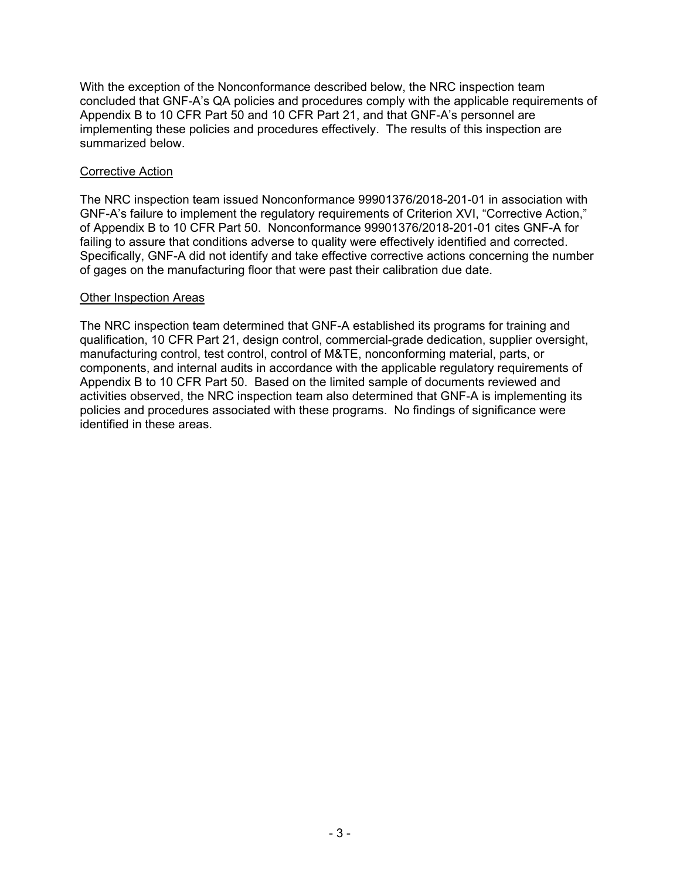With the exception of the Nonconformance described below, the NRC inspection team concluded that GNF-A's QA policies and procedures comply with the applicable requirements of Appendix B to 10 CFR Part 50 and 10 CFR Part 21, and that GNF-A's personnel are implementing these policies and procedures effectively. The results of this inspection are summarized below.

Corrective Action

The NRC inspection team issued Nonconformance 99901376/2018-201-01 in association with GNF-A's failure to implement the regulatory requirements of Criterion XVI, "Corrective Action," of Appendix B to 10 CFR Part 50. Nonconformance 99901376/2018-201-01 cites GNF-A for failing to assure that conditions adverse to quality were effectively identified and corrected. Specifically, GNF-A did not identify and take effective corrective actions concerning the number of gages on the manufacturing floor that were past their calibration due date.

Other Inspection Areas

The NRC inspection team determined that GNF-A established its programs for training and qualification, 10 CFR Part 21, design control, commercial-grade dedication, supplier oversight, manufacturing control, test control, control of M&TE, nonconforming material, parts, or components, and internal audits in accordance with the applicable regulatory requirements of Appendix B to 10 CFR Part 50. Based on the limited sample of documents reviewed and activities observed, the NRC inspection team also determined that GNF-A is implementing its policies and procedures associated with these programs. No findings of significance were identified in these areas.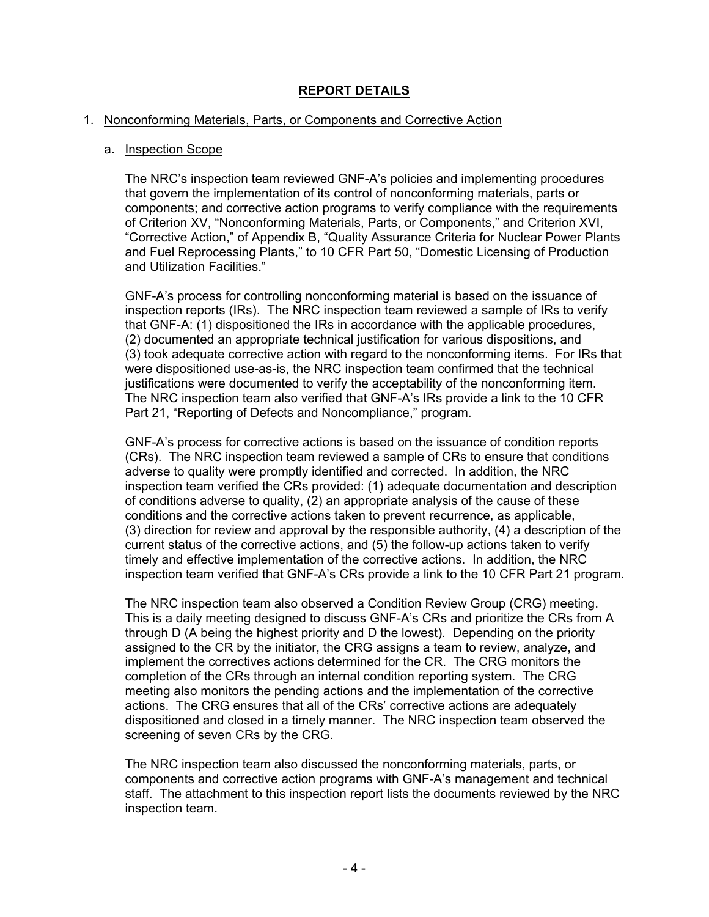# REPORT DETAILS

1. Nonconforming Materials, Parts, or Components and Corrective Action

   a. Inspection Scope

   The NRC's inspection team reviewed GNF-A's policies and implementing procedures that govern the implementation of its control of nonconforming materials, parts or components; and corrective action programs to verify compliance with the requirements of Criterion XV, "Nonconforming Materials, Parts, or Components," and Criterion XVI, "Corrective Action," of Appendix B, "Quality Assurance Criteria for Nuclear Power Plants and Fuel Reprocessing Plants," to 10 CFR Part 50, "Domestic Licensing of Production and Utilization Facilities."

   GNF-A's process for controlling nonconforming material is based on the issuance of inspection reports (IRs). The NRC inspection team reviewed a sample of IRs to verify that GNF-A: (1) dispositioned the IRs in accordance with the applicable procedures, (2) documented an appropriate technical justification for various dispositions, and (3) took adequate corrective action with regard to the nonconforming items. For IRs that were dispositioned use-as-is, the NRC inspection team confirmed that the technical justifications were documented to verify the acceptability of the nonconforming item. The NRC inspection team also verified that GNF-A's IRs provide a link to the 10 CFR Part 21, "Reporting of Defects and Noncompliance," program.

   GNF-A's process for corrective actions is based on the issuance of condition reports (CRs). The NRC inspection team reviewed a sample of CRs to ensure that conditions adverse to quality were promptly identified and corrected. In addition, the NRC inspection team verified the CRs provided: (1) adequate documentation and description of conditions adverse to quality, (2) an appropriate analysis of the cause of these conditions and the corrective actions taken to prevent recurrence, as applicable, (3) direction for review and approval by the responsible authority, (4) a description of the current status of the corrective actions, and (5) the follow-up actions taken to verify timely and effective implementation of the corrective actions. In addition, the NRC inspection team verified that GNF-A's CRs provide a link to the 10 CFR Part 21 program.

   The NRC inspection team also observed a Condition Review Group (CRG) meeting. This is a daily meeting designed to discuss GNF-A's CRs and prioritize the CRs from A through D (A being the highest priority and D the lowest). Depending on the priority assigned to the CR by the initiator, the CRG assigns a team to review, analyze, and implement the correctives actions determined for the CR. The CRG monitors the completion of the CRs through an internal condition reporting system. The CRG meeting also monitors the pending actions and the implementation of the corrective actions. The CRG ensures that all of the CRs' corrective actions are adequately dispositioned and closed in a timely manner. The NRC inspection team observed the screening of seven CRs by the CRG.

   The NRC inspection team also discussed the nonconforming materials, parts, or components and corrective action programs with GNF-A's management and technical staff. The attachment to this inspection report lists the documents reviewed by the NRC inspection team.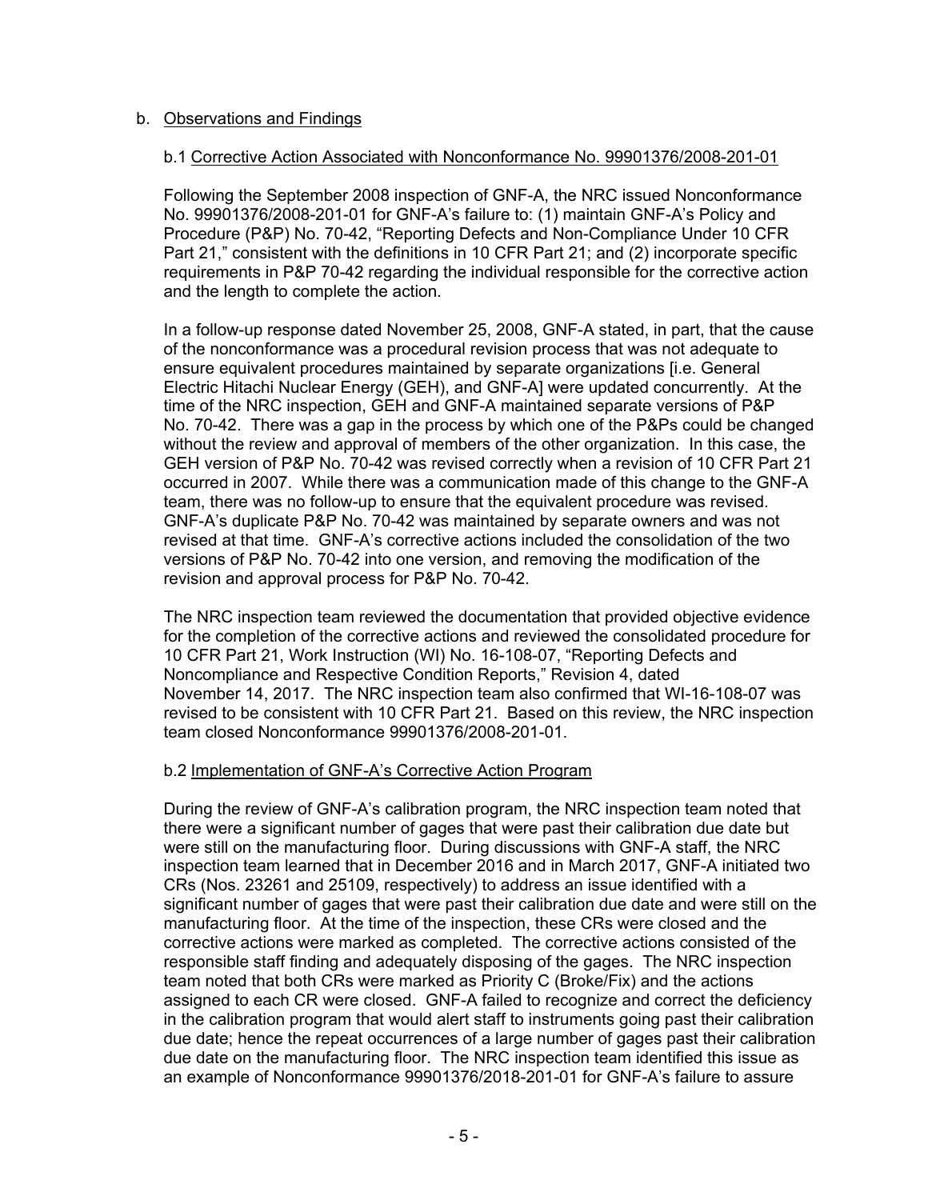b. Observations and Findings

b.1 Corrective Action Associated with Nonconformance No. 99901376/2008-201-01

Following the September 2008 inspection of GNF-A, the NRC issued Nonconformance No. 99901376/2008-201-01 for GNF-A's failure to: (1) maintain GNF-A's Policy and Procedure (P&P) No. 70-42, "Reporting Defects and Non-Compliance Under 10 CFR Part 21," consistent with the definitions in 10 CFR Part 21; and (2) incorporate specific requirements in P&P 70-42 regarding the individual responsible for the corrective action and the length to complete the action.

In a follow-up response dated November 25, 2008, GNF-A stated, in part, that the cause of the nonconformance was a procedural revision process that was not adequate to ensure equivalent procedures maintained by separate organizations [i.e. General Electric Hitachi Nuclear Energy (GEH), and GNF-A] were updated concurrently. At the time of the NRC inspection, GEH and GNF-A maintained separate versions of P&P No. 70-42. There was a gap in the process by which one of the P&Ps could be changed without the review and approval of members of the other organization. In this case, the GEH version of P&P No. 70-42 was revised correctly when a revision of 10 CFR Part 21 occurred in 2007. While there was a communication made of this change to the GNF-A team, there was no follow-up to ensure that the equivalent procedure was revised. GNF-A's duplicate P&P No. 70-42 was maintained by separate owners and was not revised at that time. GNF-A's corrective actions included the consolidation of the two versions of P&P No. 70-42 into one version, and removing the modification of the revision and approval process for P&P No. 70-42.

The NRC inspection team reviewed the documentation that provided objective evidence for the completion of the corrective actions and reviewed the consolidated procedure for 10 CFR Part 21, Work Instruction (WI) No. 16-108-07, "Reporting Defects and Noncompliance and Respective Condition Reports," Revision 4, dated November 14, 2017. The NRC inspection team also confirmed that WI-16-108-07 was revised to be consistent with 10 CFR Part 21. Based on this review, the NRC inspection team closed Nonconformance 99901376/2008-201-01.

b.2 Implementation of GNF-A's Corrective Action Program

During the review of GNF-A's calibration program, the NRC inspection team noted that there were a significant number of gages that were past their calibration due date but were still on the manufacturing floor. During discussions with GNF-A staff, the NRC inspection team learned that in December 2016 and in March 2017, GNF-A initiated two CRs (Nos. 23261 and 25109, respectively) to address an issue identified with a significant number of gages that were past their calibration due date and were still on the manufacturing floor. At the time of the inspection, these CRs were closed and the corrective actions were marked as completed. The corrective actions consisted of the responsible staff finding and adequately disposing of the gages. The NRC inspection team noted that both CRs were marked as Priority C (Broke/Fix) and the actions assigned to each CR were closed. GNF-A failed to recognize and correct the deficiency in the calibration program that would alert staff to instruments going past their calibration due date; hence the repeat occurrences of a large number of gages past their calibration due date on the manufacturing floor. The NRC inspection team identified this issue as an example of Nonconformance 99901376/2018-201-01 for GNF-A's failure to assure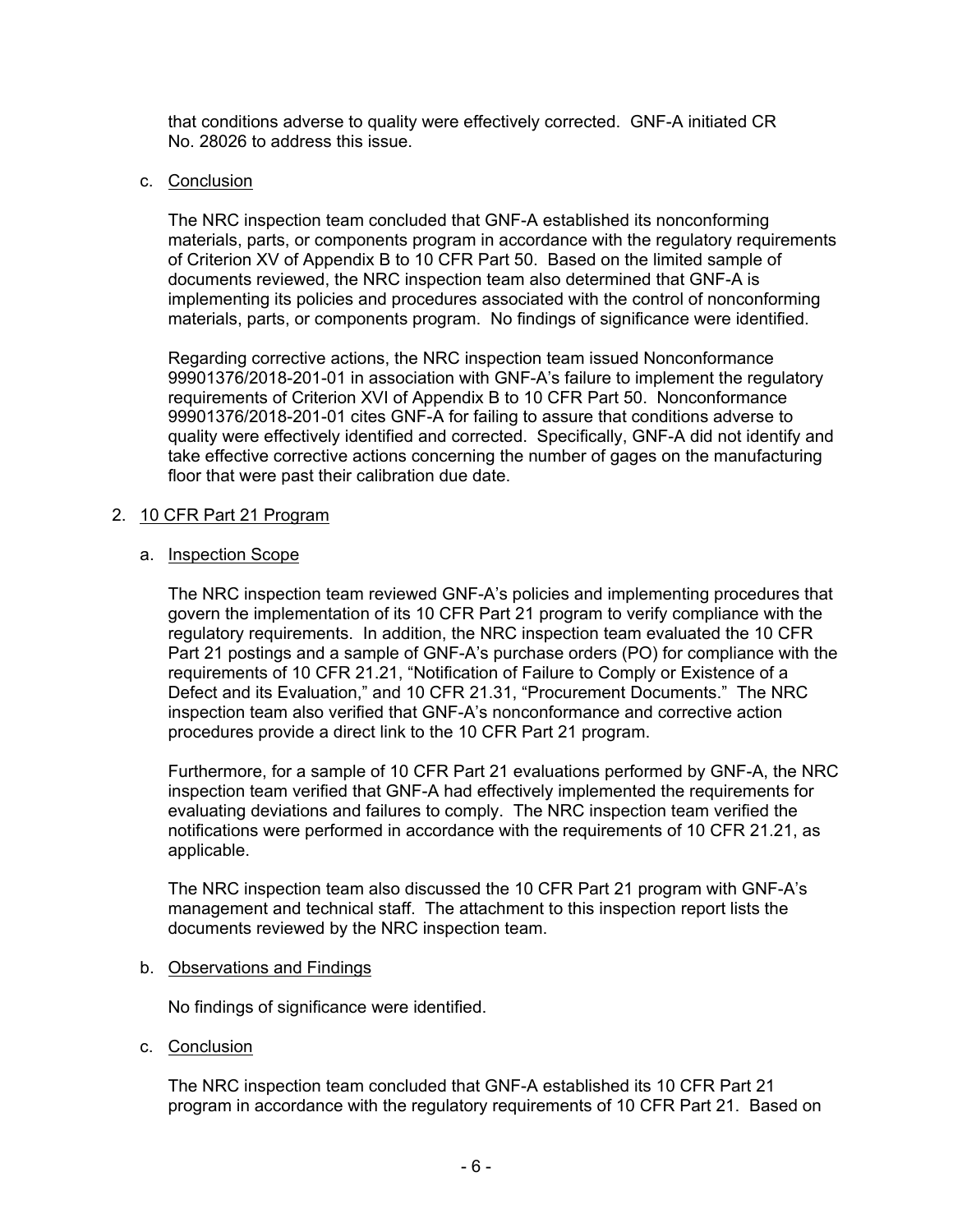that conditions adverse to quality were effectively corrected. GNF-A initiated CR No. 28026 to address this issue.

c. Conclusion

The NRC inspection team concluded that GNF-A established its nonconforming materials, parts, or components program in accordance with the regulatory requirements of Criterion XV of Appendix B to 10 CFR Part 50. Based on the limited sample of documents reviewed, the NRC inspection team also determined that GNF-A is implementing its policies and procedures associated with the control of nonconforming materials, parts, or components program. No findings of significance were identified.

Regarding corrective actions, the NRC inspection team issued Nonconformance 99901376/2018-201-01 in association with GNF-A's failure to implement the regulatory requirements of Criterion XVI of Appendix B to 10 CFR Part 50. Nonconformance 99901376/2018-201-01 cites GNF-A for failing to assure that conditions adverse to quality were effectively identified and corrected. Specifically, GNF-A did not identify and take effective corrective actions concerning the number of gages on the manufacturing floor that were past their calibration due date.

## 2. 10 CFR Part 21 Program

a. Inspection Scope

The NRC inspection team reviewed GNF-A's policies and implementing procedures that govern the implementation of its 10 CFR Part 21 program to verify compliance with the regulatory requirements. In addition, the NRC inspection team evaluated the 10 CFR Part 21 postings and a sample of GNF-A's purchase orders (PO) for compliance with the requirements of 10 CFR 21.21, "Notification of Failure to Comply or Existence of a Defect and its Evaluation," and 10 CFR 21.31, "Procurement Documents." The NRC inspection team also verified that GNF-A's nonconformance and corrective action procedures provide a direct link to the 10 CFR Part 21 program.

Furthermore, for a sample of 10 CFR Part 21 evaluations performed by GNF-A, the NRC inspection team verified that GNF-A had effectively implemented the requirements for evaluating deviations and failures to comply. The NRC inspection team verified the notifications were performed in accordance with the requirements of 10 CFR 21.21, as applicable.

The NRC inspection team also discussed the 10 CFR Part 21 program with GNF-A's management and technical staff. The attachment to this inspection report lists the documents reviewed by the NRC inspection team.

b. Observations and Findings

No findings of significance were identified.

c. Conclusion

The NRC inspection team concluded that GNF-A established its 10 CFR Part 21 program in accordance with the regulatory requirements of 10 CFR Part 21. Based on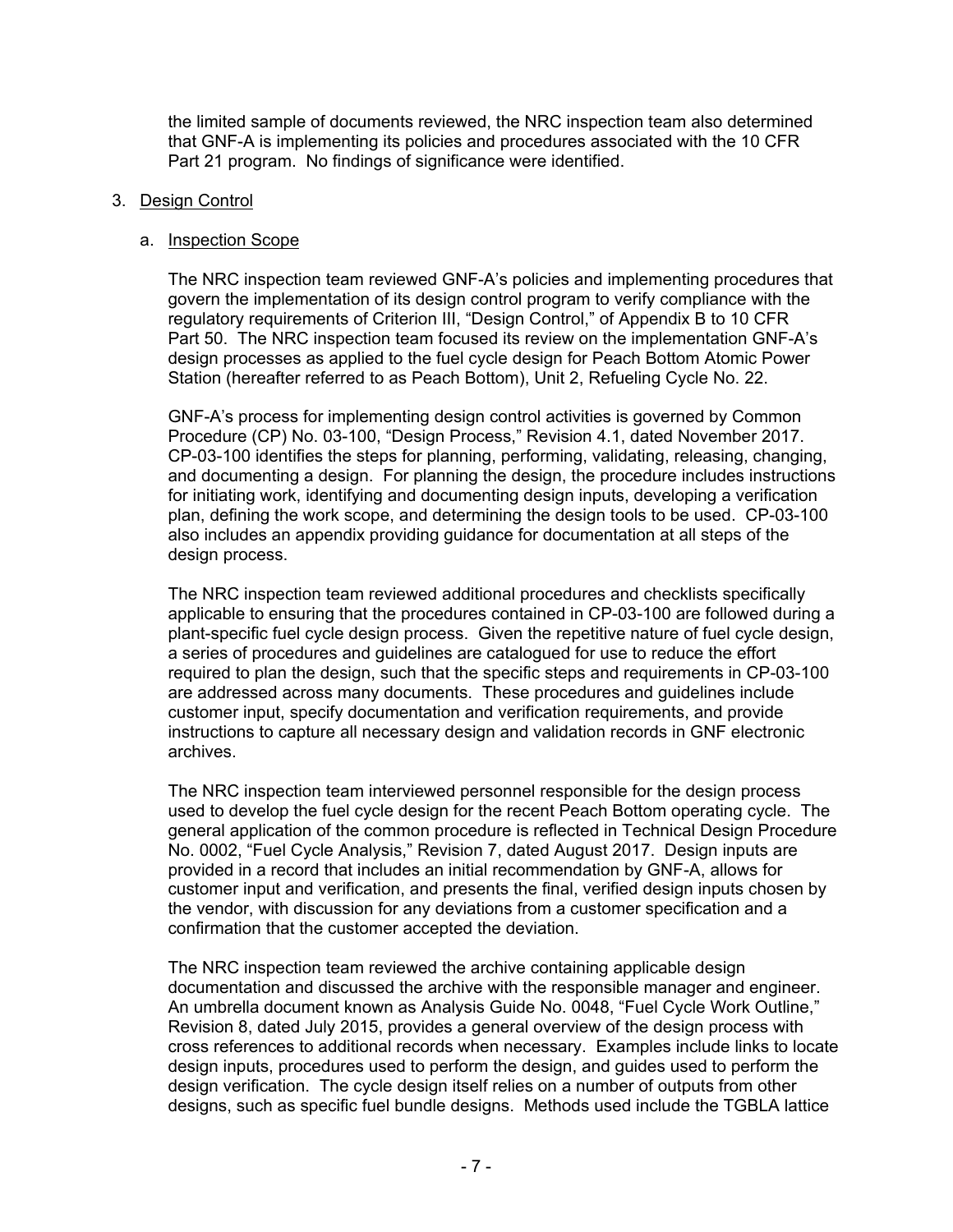the limited sample of documents reviewed, the NRC inspection team also determined that GNF-A is implementing its policies and procedures associated with the 10 CFR Part 21 program. No findings of significance were identified.

3. Design Control

   a. Inspection Scope

The NRC inspection team reviewed GNF-A's policies and implementing procedures that govern the implementation of its design control program to verify compliance with the regulatory requirements of Criterion III, "Design Control," of Appendix B to 10 CFR Part 50. The NRC inspection team focused its review on the implementation GNF-A's design processes as applied to the fuel cycle design for Peach Bottom Atomic Power Station (hereafter referred to as Peach Bottom), Unit 2, Refueling Cycle No. 22.

GNF-A's process for implementing design control activities is governed by Common Procedure (CP) No. 03-100, "Design Process," Revision 4.1, dated November 2017. CP-03-100 identifies the steps for planning, performing, validating, releasing, changing, and documenting a design. For planning the design, the procedure includes instructions for initiating work, identifying and documenting design inputs, developing a verification plan, defining the work scope, and determining the design tools to be used. CP-03-100 also includes an appendix providing guidance for documentation at all steps of the design process.

The NRC inspection team reviewed additional procedures and checklists specifically applicable to ensuring that the procedures contained in CP-03-100 are followed during a plant-specific fuel cycle design process. Given the repetitive nature of fuel cycle design, a series of procedures and guidelines are catalogued for use to reduce the effort required to plan the design, such that the specific steps and requirements in CP-03-100 are addressed across many documents. These procedures and guidelines include customer input, specify documentation and verification requirements, and provide instructions to capture all necessary design and validation records in GNF electronic archives.

The NRC inspection team interviewed personnel responsible for the design process used to develop the fuel cycle design for the recent Peach Bottom operating cycle. The general application of the common procedure is reflected in Technical Design Procedure No. 0002, "Fuel Cycle Analysis," Revision 7, dated August 2017. Design inputs are provided in a record that includes an initial recommendation by GNF-A, allows for customer input and verification, and presents the final, verified design inputs chosen by the vendor, with discussion for any deviations from a customer specification and a confirmation that the customer accepted the deviation.

The NRC inspection team reviewed the archive containing applicable design documentation and discussed the archive with the responsible manager and engineer. An umbrella document known as Analysis Guide No. 0048, "Fuel Cycle Work Outline," Revision 8, dated July 2015, provides a general overview of the design process with cross references to additional records when necessary. Examples include links to locate design inputs, procedures used to perform the design, and guides used to perform the design verification. The cycle design itself relies on a number of outputs from other designs, such as specific fuel bundle designs. Methods used include the TGBLA lattice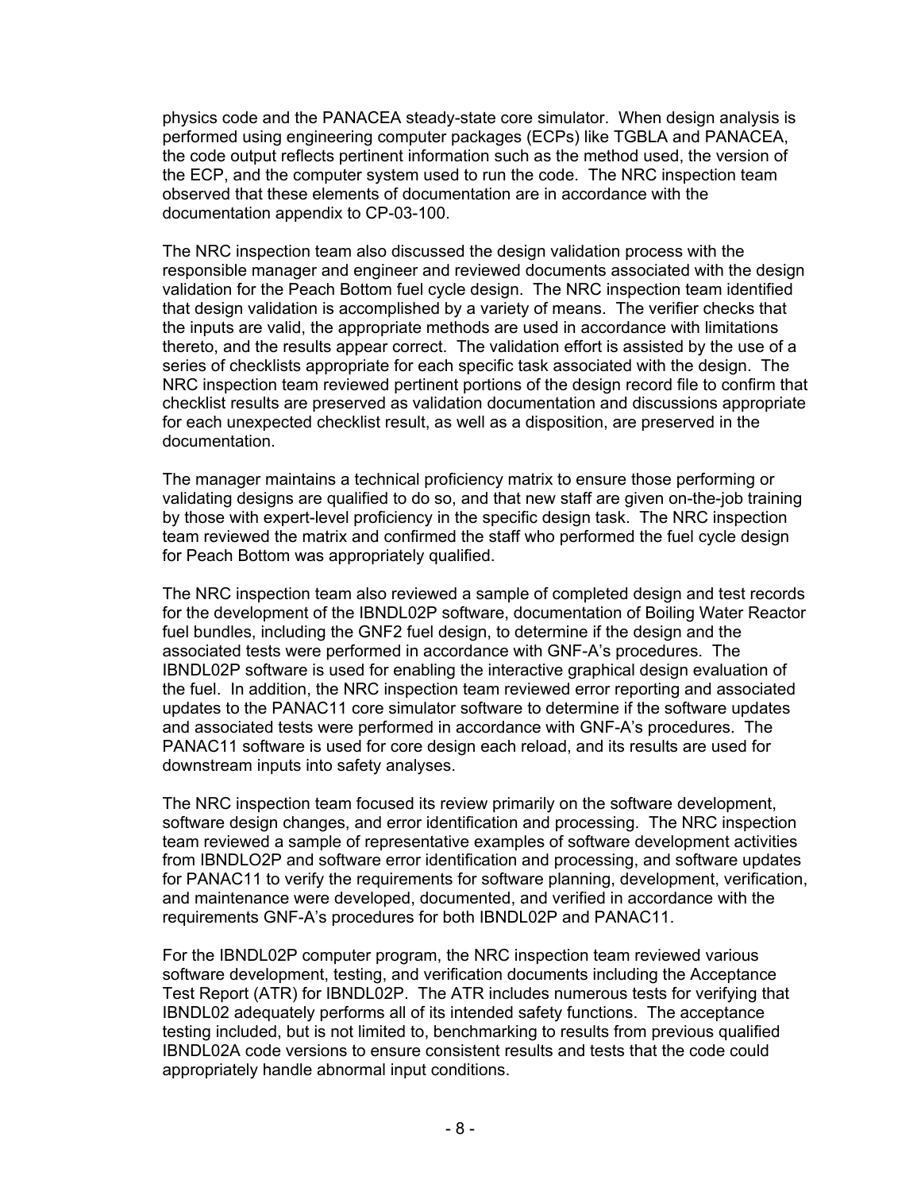physics code and the PANACEA steady-state core simulator. When design analysis is performed using engineering computer packages (ECPs) like TGBLA and PANACEA, the code output reflects pertinent information such as the method used, the version of the ECP, and the computer system used to run the code. The NRC inspection team observed that these elements of documentation are in accordance with the documentation appendix to CP-03-100.

The NRC inspection team also discussed the design validation process with the responsible manager and engineer and reviewed documents associated with the design validation for the Peach Bottom fuel cycle design. The NRC inspection team identified that design validation is accomplished by a variety of means. The verifier checks that the inputs are valid, the appropriate methods are used in accordance with limitations thereto, and the results appear correct. The validation effort is assisted by the use of a series of checklists appropriate for each specific task associated with the design. The NRC inspection team reviewed pertinent portions of the design record file to confirm that checklist results are preserved as validation documentation and discussions appropriate for each unexpected checklist result, as well as a disposition, are preserved in the documentation.

The manager maintains a technical proficiency matrix to ensure those performing or validating designs are qualified to do so, and that new staff are given on-the-job training by those with expert-level proficiency in the specific design task. The NRC inspection team reviewed the matrix and confirmed the staff who performed the fuel cycle design for Peach Bottom was appropriately qualified.

The NRC inspection team also reviewed a sample of completed design and test records for the development of the IBNDL02P software, documentation of Boiling Water Reactor fuel bundles, including the GNF2 fuel design, to determine if the design and the associated tests were performed in accordance with GNF-A's procedures. The IBNDL02P software is used for enabling the interactive graphical design evaluation of the fuel. In addition, the NRC inspection team reviewed error reporting and associated updates to the PANAC11 core simulator software to determine if the software updates and associated tests were performed in accordance with GNF-A's procedures. The PANAC11 software is used for core design each reload, and its results are used for downstream inputs into safety analyses.

The NRC inspection team focused its review primarily on the software development, software design changes, and error identification and processing. The NRC inspection team reviewed a sample of representative examples of software development activities from IBNDLO2P and software error identification and processing, and software updates for PANAC11 to verify the requirements for software planning, development, verification, and maintenance were developed, documented, and verified in accordance with the requirements GNF-A's procedures for both IBNDL02P and PANAC11.

For the IBNDL02P computer program, the NRC inspection team reviewed various software development, testing, and verification documents including the Acceptance Test Report (ATR) for IBNDL02P. The ATR includes numerous tests for verifying that IBNDL02 adequately performs all of its intended safety functions. The acceptance testing included, but is not limited to, benchmarking to results from previous qualified IBNDL02A code versions to ensure consistent results and tests that the code could appropriately handle abnormal input conditions.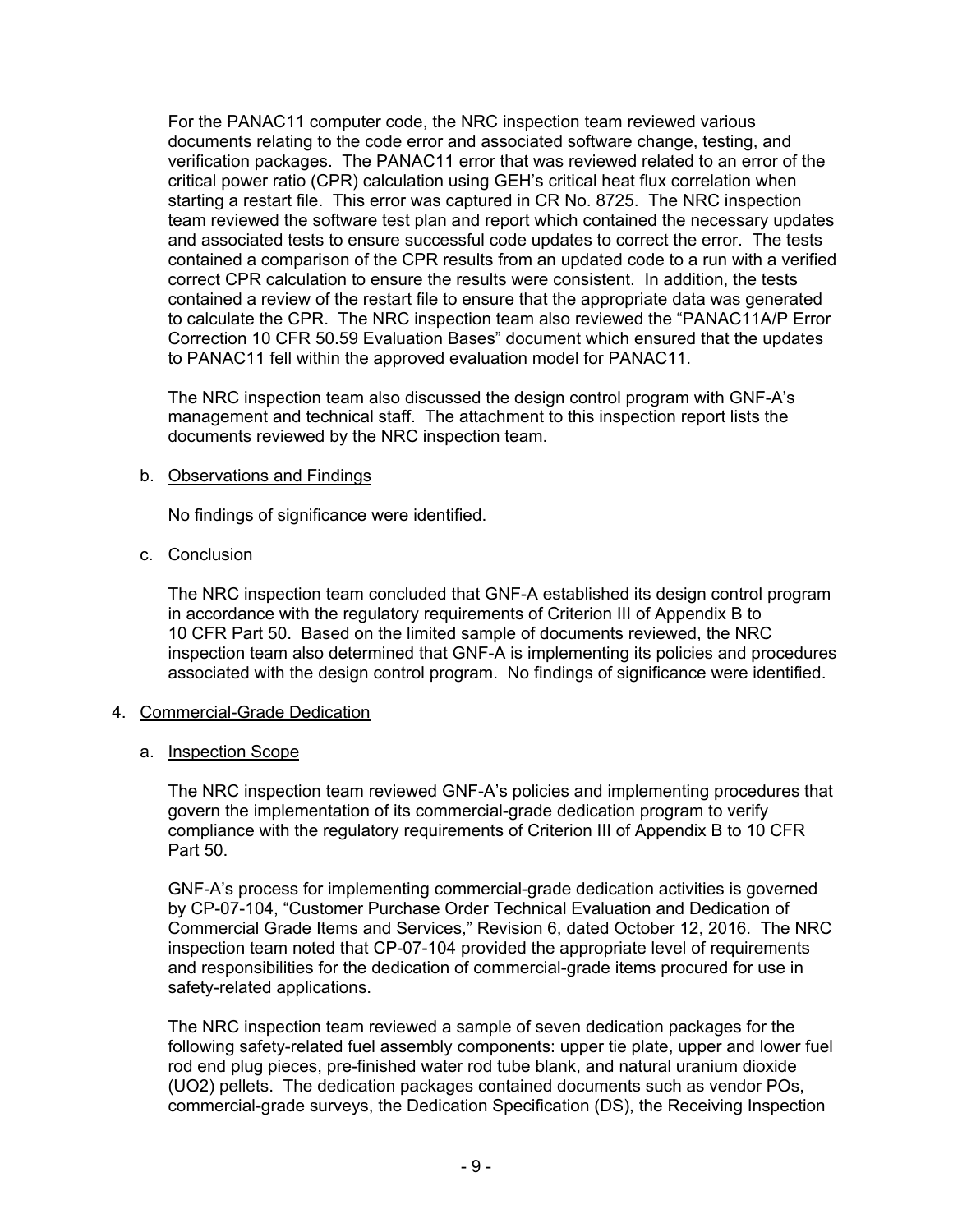For the PANAC11 computer code, the NRC inspection team reviewed various documents relating to the code error and associated software change, testing, and verification packages. The PANAC11 error that was reviewed related to an error of the critical power ratio (CPR) calculation using GEH's critical heat flux correlation when starting a restart file. This error was captured in CR No. 8725. The NRC inspection team reviewed the software test plan and report which contained the necessary updates and associated tests to ensure successful code updates to correct the error. The tests contained a comparison of the CPR results from an updated code to a run with a verified correct CPR calculation to ensure the results were consistent. In addition, the tests contained a review of the restart file to ensure that the appropriate data was generated to calculate the CPR. The NRC inspection team also reviewed the "PANAC11A/P Error Correction 10 CFR 50.59 Evaluation Bases" document which ensured that the updates to PANAC11 fell within the approved evaluation model for PANAC11.

The NRC inspection team also discussed the design control program with GNF-A's management and technical staff. The attachment to this inspection report lists the documents reviewed by the NRC inspection team.

b. Observations and Findings

No findings of significance were identified.

c. Conclusion

The NRC inspection team concluded that GNF-A established its design control program in accordance with the regulatory requirements of Criterion III of Appendix B to 10 CFR Part 50. Based on the limited sample of documents reviewed, the NRC inspection team also determined that GNF-A is implementing its policies and procedures associated with the design control program. No findings of significance were identified.

4. Commercial-Grade Dedication

a. Inspection Scope

The NRC inspection team reviewed GNF-A's policies and implementing procedures that govern the implementation of its commercial-grade dedication program to verify compliance with the regulatory requirements of Criterion III of Appendix B to 10 CFR Part 50.

GNF-A's process for implementing commercial-grade dedication activities is governed by CP-07-104, "Customer Purchase Order Technical Evaluation and Dedication of Commercial Grade Items and Services," Revision 6, dated October 12, 2016. The NRC inspection team noted that CP-07-104 provided the appropriate level of requirements and responsibilities for the dedication of commercial-grade items procured for use in safety-related applications.

The NRC inspection team reviewed a sample of seven dedication packages for the following safety-related fuel assembly components: upper tie plate, upper and lower fuel rod end plug pieces, pre-finished water rod tube blank, and natural uranium dioxide ($UO_2$) pellets. The dedication packages contained documents such as vendor POs, commercial-grade surveys, the Dedication Specification (DS), the Receiving Inspection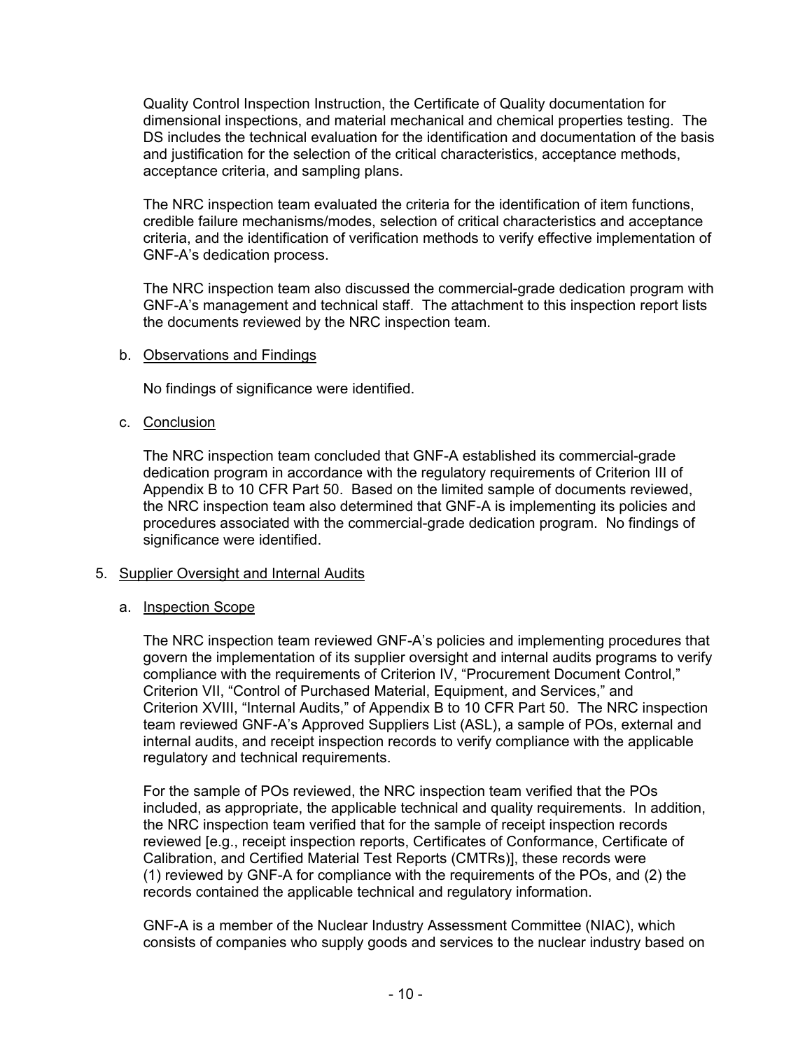Quality Control Inspection Instruction, the Certificate of Quality documentation for dimensional inspections, and material mechanical and chemical properties testing. The DS includes the technical evaluation for the identification and documentation of the basis and justification for the selection of the critical characteristics, acceptance methods, acceptance criteria, and sampling plans.

The NRC inspection team evaluated the criteria for the identification of item functions, credible failure mechanisms/modes, selection of critical characteristics and acceptance criteria, and the identification of verification methods to verify effective implementation of GNF-A's dedication process.

The NRC inspection team also discussed the commercial-grade dedication program with GNF-A's management and technical staff. The attachment to this inspection report lists the documents reviewed by the NRC inspection team.

b. Observations and Findings

No findings of significance were identified.

c. Conclusion

The NRC inspection team concluded that GNF-A established its commercial-grade dedication program in accordance with the regulatory requirements of Criterion III of Appendix B to 10 CFR Part 50. Based on the limited sample of documents reviewed, the NRC inspection team also determined that GNF-A is implementing its policies and procedures associated with the commercial-grade dedication program. No findings of significance were identified.

## 5. Supplier Oversight and Internal Audits

a. Inspection Scope

The NRC inspection team reviewed GNF-A's policies and implementing procedures that govern the implementation of its supplier oversight and internal audits programs to verify compliance with the requirements of Criterion IV, "Procurement Document Control," Criterion VII, "Control of Purchased Material, Equipment, and Services," and Criterion XVIII, "Internal Audits," of Appendix B to 10 CFR Part 50. The NRC inspection team reviewed GNF-A's Approved Suppliers List (ASL), a sample of POs, external and internal audits, and receipt inspection records to verify compliance with the applicable regulatory and technical requirements.

For the sample of POs reviewed, the NRC inspection team verified that the POs included, as appropriate, the applicable technical and quality requirements. In addition, the NRC inspection team verified that for the sample of receipt inspection records reviewed [e.g., receipt inspection reports, Certificates of Conformance, Certificate of Calibration, and Certified Material Test Reports (CMTRs)], these records were (1) reviewed by GNF-A for compliance with the requirements of the POs, and (2) the records contained the applicable technical and regulatory information.

GNF-A is a member of the Nuclear Industry Assessment Committee (NIAC), which consists of companies who supply goods and services to the nuclear industry based on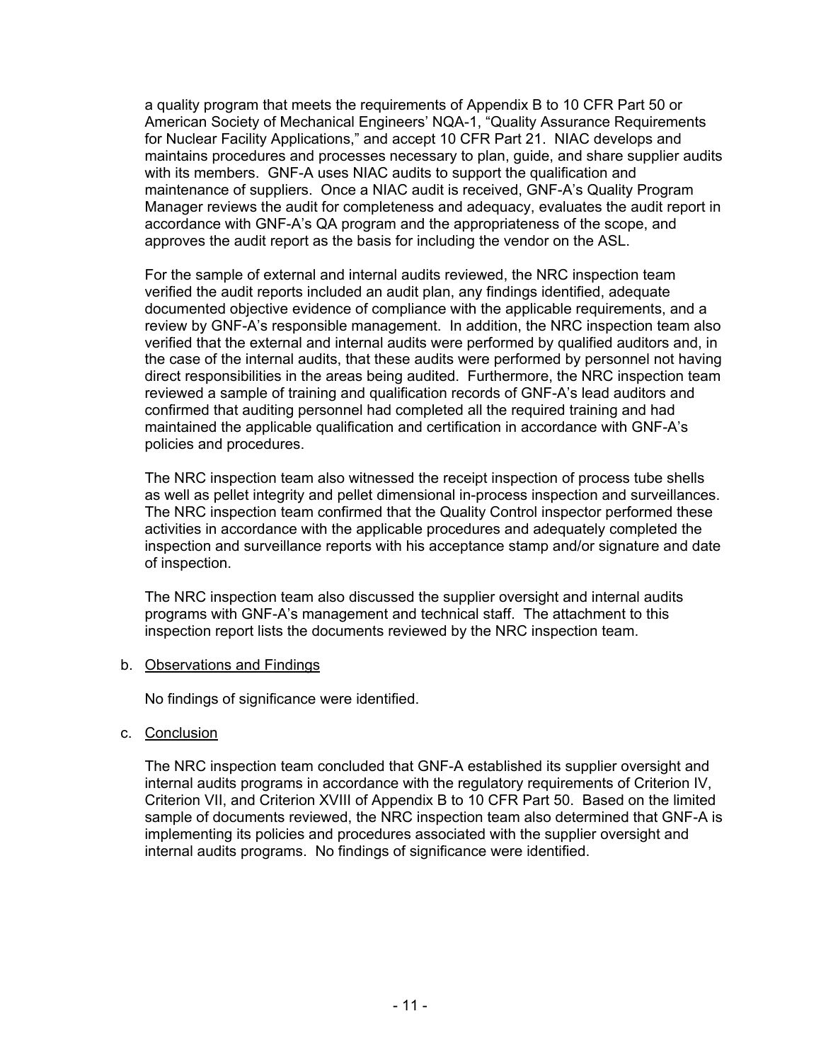a quality program that meets the requirements of Appendix B to 10 CFR Part 50 or American Society of Mechanical Engineers' NQA-1, "Quality Assurance Requirements for Nuclear Facility Applications," and accept 10 CFR Part 21. NIAC develops and maintains procedures and processes necessary to plan, guide, and share supplier audits with its members. GNF-A uses NIAC audits to support the qualification and maintenance of suppliers. Once a NIAC audit is received, GNF-A's Quality Program Manager reviews the audit for completeness and adequacy, evaluates the audit report in accordance with GNF-A's QA program and the appropriateness of the scope, and approves the audit report as the basis for including the vendor on the ASL.

For the sample of external and internal audits reviewed, the NRC inspection team verified the audit reports included an audit plan, any findings identified, adequate documented objective evidence of compliance with the applicable requirements, and a review by GNF-A's responsible management. In addition, the NRC inspection team also verified that the external and internal audits were performed by qualified auditors and, in the case of the internal audits, that these audits were performed by personnel not having direct responsibilities in the areas being audited. Furthermore, the NRC inspection team reviewed a sample of training and qualification records of GNF-A's lead auditors and confirmed that auditing personnel had completed all the required training and had maintained the applicable qualification and certification in accordance with GNF-A's policies and procedures.

The NRC inspection team also witnessed the receipt inspection of process tube shells as well as pellet integrity and pellet dimensional in-process inspection and surveillances. The NRC inspection team confirmed that the Quality Control inspector performed these activities in accordance with the applicable procedures and adequately completed the inspection and surveillance reports with his acceptance stamp and/or signature and date of inspection.

The NRC inspection team also discussed the supplier oversight and internal audits programs with GNF-A's management and technical staff. The attachment to this inspection report lists the documents reviewed by the NRC inspection team.

b. Observations and Findings

No findings of significance were identified.

c. Conclusion

The NRC inspection team concluded that GNF-A established its supplier oversight and internal audits programs in accordance with the regulatory requirements of Criterion IV, Criterion VII, and Criterion XVIII of Appendix B to 10 CFR Part 50. Based on the limited sample of documents reviewed, the NRC inspection team also determined that GNF-A is implementing its policies and procedures associated with the supplier oversight and internal audits programs. No findings of significance were identified.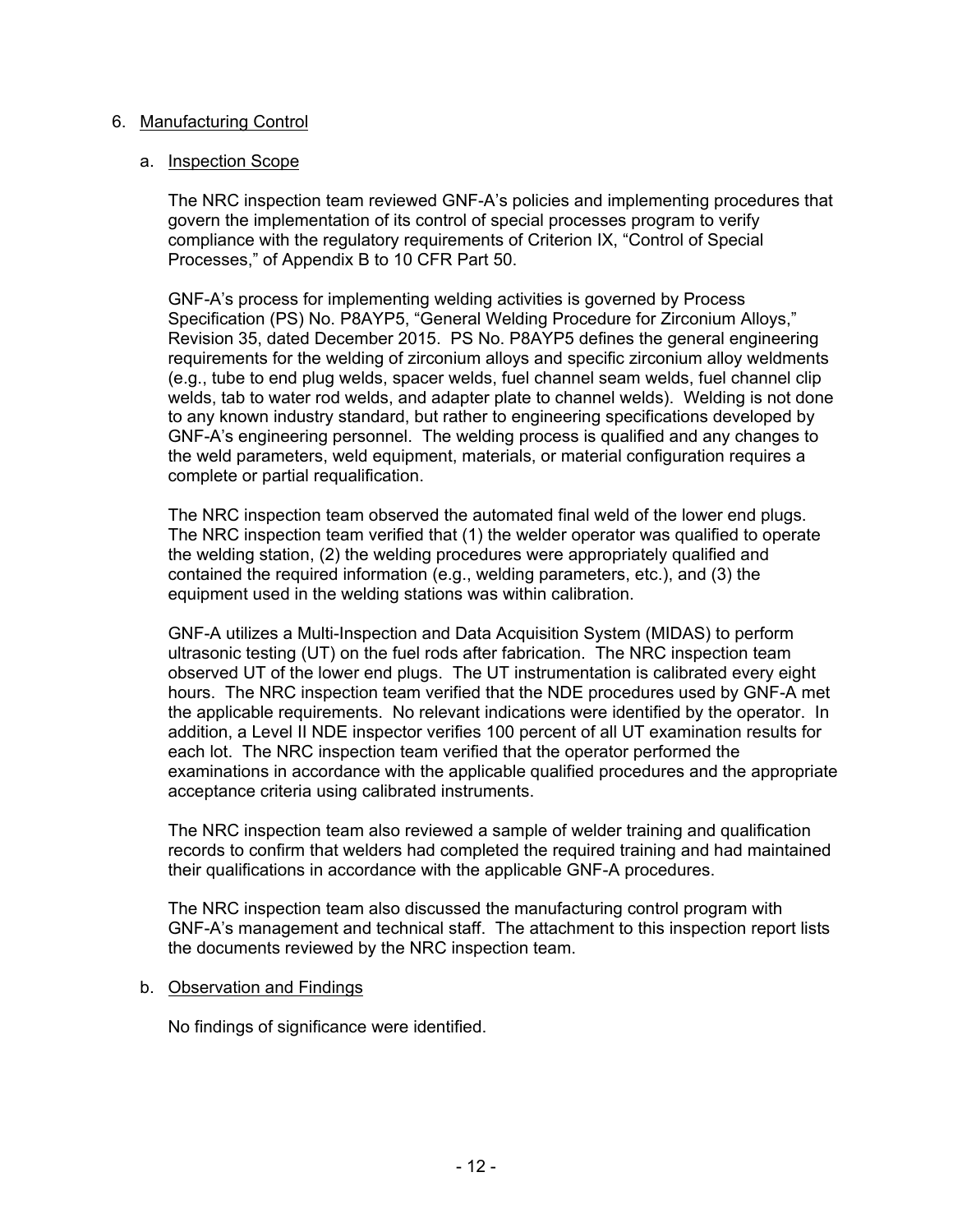6. Manufacturing Control

   a. Inspection Scope

      The NRC inspection team reviewed GNF-A's policies and implementing procedures that govern the implementation of its control of special processes program to verify compliance with the regulatory requirements of Criterion IX, "Control of Special Processes," of Appendix B to 10 CFR Part 50.

      GNF-A's process for implementing welding activities is governed by Process Specification (PS) No. P8AYP5, "General Welding Procedure for Zirconium Alloys," Revision 35, dated December 2015. PS No. P8AYP5 defines the general engineering requirements for the welding of zirconium alloys and specific zirconium alloy weldments (e.g., tube to end plug welds, spacer welds, fuel channel seam welds, fuel channel clip welds, tab to water rod welds, and adapter plate to channel welds). Welding is not done to any known industry standard, but rather to engineering specifications developed by GNF-A's engineering personnel. The welding process is qualified and any changes to the weld parameters, weld equipment, materials, or material configuration requires a complete or partial requalification.

      The NRC inspection team observed the automated final weld of the lower end plugs. The NRC inspection team verified that (1) the welder operator was qualified to operate the welding station, (2) the welding procedures were appropriately qualified and contained the required information (e.g., welding parameters, etc.), and (3) the equipment used in the welding stations was within calibration.

      GNF-A utilizes a Multi-Inspection and Data Acquisition System (MIDAS) to perform ultrasonic testing (UT) on the fuel rods after fabrication. The NRC inspection team observed UT of the lower end plugs. The UT instrumentation is calibrated every eight hours. The NRC inspection team verified that the NDE procedures used by GNF-A met the applicable requirements. No relevant indications were identified by the operator. In addition, a Level II NDE inspector verifies 100 percent of all UT examination results for each lot. The NRC inspection team verified that the operator performed the examinations in accordance with the applicable qualified procedures and the appropriate acceptance criteria using calibrated instruments.

      The NRC inspection team also reviewed a sample of welder training and qualification records to confirm that welders had completed the required training and had maintained their qualifications in accordance with the applicable GNF-A procedures.

      The NRC inspection team also discussed the manufacturing control program with GNF-A's management and technical staff. The attachment to this inspection report lists the documents reviewed by the NRC inspection team.

   b. Observation and Findings

      No findings of significance were identified.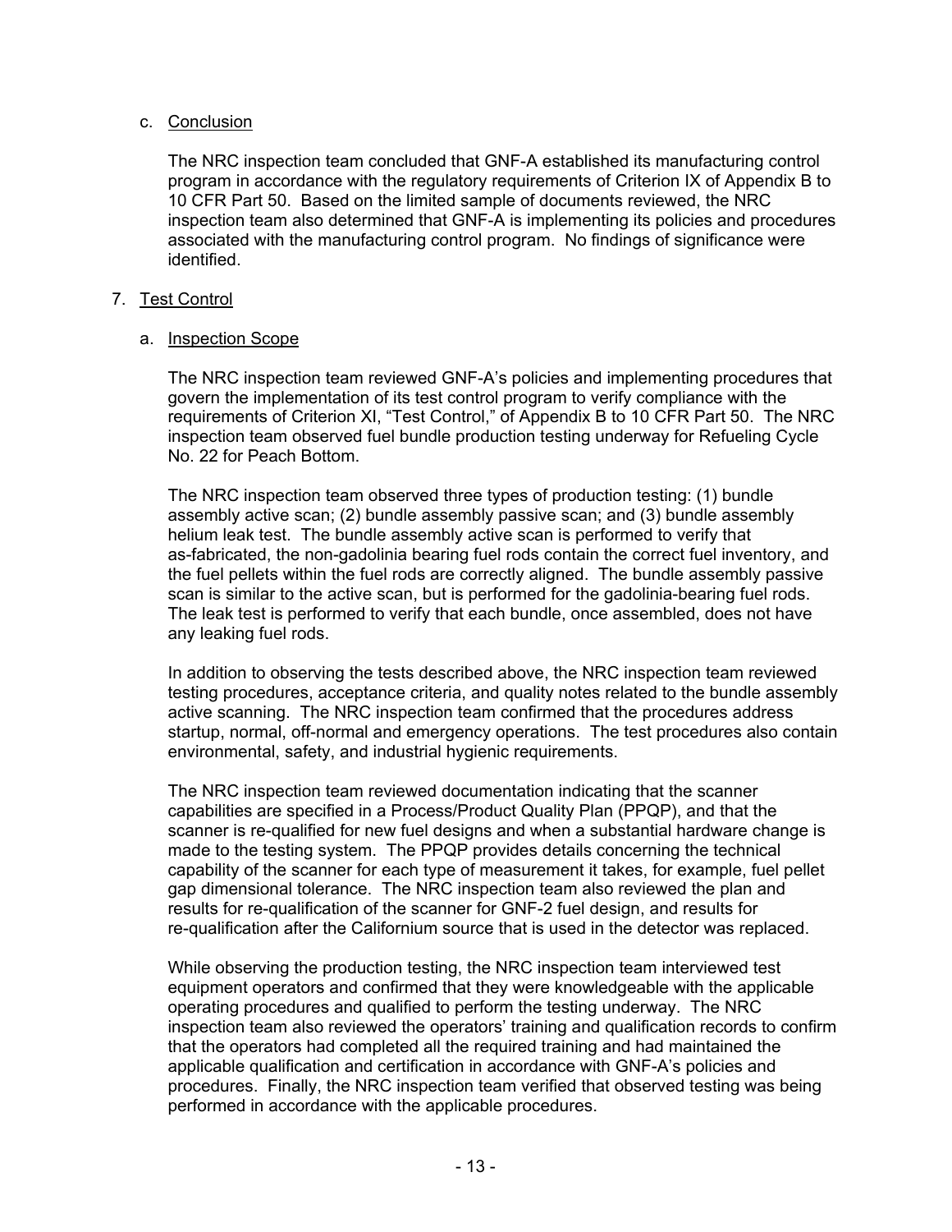c. Conclusion

The NRC inspection team concluded that GNF-A established its manufacturing control program in accordance with the regulatory requirements of Criterion IX of Appendix B to 10 CFR Part 50. Based on the limited sample of documents reviewed, the NRC inspection team also determined that GNF-A is implementing its policies and procedures associated with the manufacturing control program. No findings of significance were identified.

7. Test Control

a. Inspection Scope

The NRC inspection team reviewed GNF-A's policies and implementing procedures that govern the implementation of its test control program to verify compliance with the requirements of Criterion XI, "Test Control," of Appendix B to 10 CFR Part 50. The NRC inspection team observed fuel bundle production testing underway for Refueling Cycle No. 22 for Peach Bottom.

The NRC inspection team observed three types of production testing: (1) bundle assembly active scan; (2) bundle assembly passive scan; and (3) bundle assembly helium leak test. The bundle assembly active scan is performed to verify that as-fabricated, the non-gadolinia bearing fuel rods contain the correct fuel inventory, and the fuel pellets within the fuel rods are correctly aligned. The bundle assembly passive scan is similar to the active scan, but is performed for the gadolinia-bearing fuel rods. The leak test is performed to verify that each bundle, once assembled, does not have any leaking fuel rods.

In addition to observing the tests described above, the NRC inspection team reviewed testing procedures, acceptance criteria, and quality notes related to the bundle assembly active scanning. The NRC inspection team confirmed that the procedures address startup, normal, off-normal and emergency operations. The test procedures also contain environmental, safety, and industrial hygienic requirements.

The NRC inspection team reviewed documentation indicating that the scanner capabilities are specified in a Process/Product Quality Plan (PPQP), and that the scanner is re-qualified for new fuel designs and when a substantial hardware change is made to the testing system. The PPQP provides details concerning the technical capability of the scanner for each type of measurement it takes, for example, fuel pellet gap dimensional tolerance. The NRC inspection team also reviewed the plan and results for re-qualification of the scanner for GNF-2 fuel design, and results for re-qualification after the Californium source that is used in the detector was replaced.

While observing the production testing, the NRC inspection team interviewed test equipment operators and confirmed that they were knowledgeable with the applicable operating procedures and qualified to perform the testing underway. The NRC inspection team also reviewed the operators' training and qualification records to confirm that the operators had completed all the required training and had maintained the applicable qualification and certification in accordance with GNF-A's policies and procedures. Finally, the NRC inspection team verified that observed testing was being performed in accordance with the applicable procedures.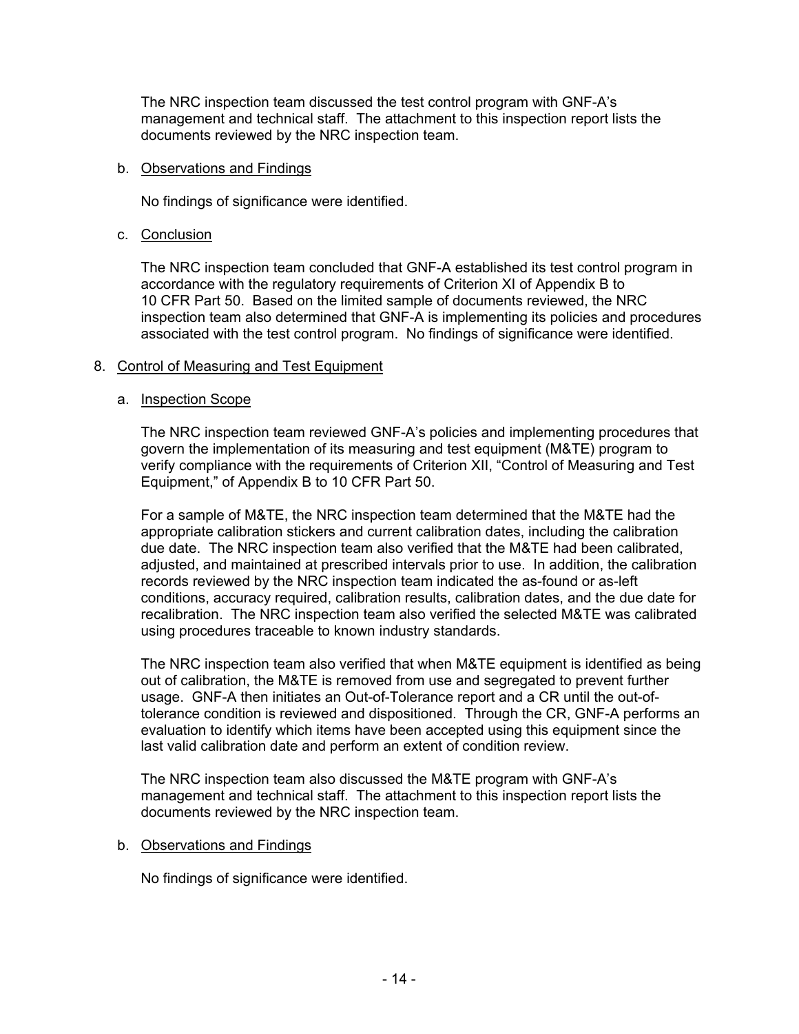The NRC inspection team discussed the test control program with GNF-A's management and technical staff. The attachment to this inspection report lists the documents reviewed by the NRC inspection team.

b. Observations and Findings

No findings of significance were identified.

c. Conclusion

The NRC inspection team concluded that GNF-A established its test control program in accordance with the regulatory requirements of Criterion XI of Appendix B to 10 CFR Part 50. Based on the limited sample of documents reviewed, the NRC inspection team also determined that GNF-A is implementing its policies and procedures associated with the test control program. No findings of significance were identified.

## 8. Control of Measuring and Test Equipment

a. Inspection Scope

The NRC inspection team reviewed GNF-A's policies and implementing procedures that govern the implementation of its measuring and test equipment (M&TE) program to verify compliance with the requirements of Criterion XII, "Control of Measuring and Test Equipment," of Appendix B to 10 CFR Part 50.

For a sample of M&TE, the NRC inspection team determined that the M&TE had the appropriate calibration stickers and current calibration dates, including the calibration due date. The NRC inspection team also verified that the M&TE had been calibrated, adjusted, and maintained at prescribed intervals prior to use. In addition, the calibration records reviewed by the NRC inspection team indicated the as-found or as-left conditions, accuracy required, calibration results, calibration dates, and the due date for recalibration. The NRC inspection team also verified the selected M&TE was calibrated using procedures traceable to known industry standards.

The NRC inspection team also verified that when M&TE equipment is identified as being out of calibration, the M&TE is removed from use and segregated to prevent further usage. GNF-A then initiates an Out-of-Tolerance report and a CR until the out-of-tolerance condition is reviewed and dispositioned. Through the CR, GNF-A performs an evaluation to identify which items have been accepted using this equipment since the last valid calibration date and perform an extent of condition review.

The NRC inspection team also discussed the M&TE program with GNF-A's management and technical staff. The attachment to this inspection report lists the documents reviewed by the NRC inspection team.

b. Observations and Findings

No findings of significance were identified.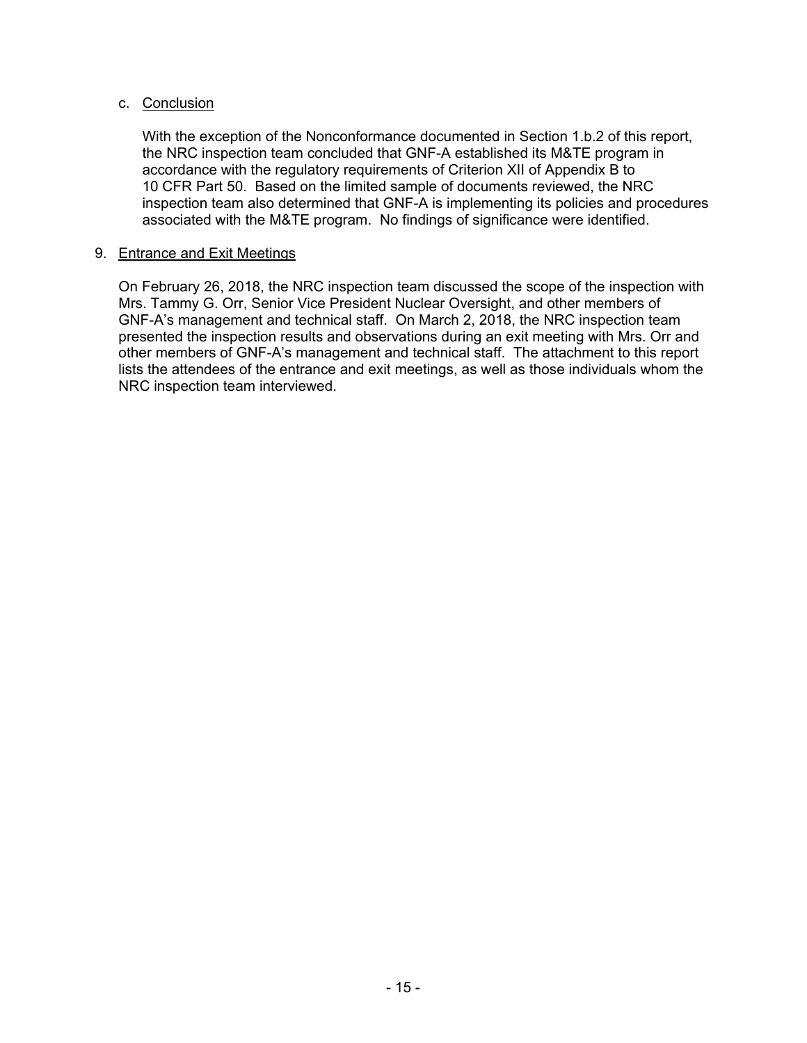c. Conclusion

With the exception of the Nonconformance documented in Section 1.b.2 of this report, the NRC inspection team concluded that GNF-A established its M&TE program in accordance with the regulatory requirements of Criterion XII of Appendix B to 10 CFR Part 50. Based on the limited sample of documents reviewed, the NRC inspection team also determined that GNF-A is implementing its policies and procedures associated with the M&TE program. No findings of significance were identified.

9. Entrance and Exit Meetings

On February 26, 2018, the NRC inspection team discussed the scope of the inspection with Mrs. Tammy G. Orr, Senior Vice President Nuclear Oversight, and other members of GNF-A's management and technical staff. On March 2, 2018, the NRC inspection team presented the inspection results and observations during an exit meeting with Mrs. Orr and other members of GNF-A's management and technical staff. The attachment to this report lists the attendees of the entrance and exit meetings, as well as those individuals whom the NRC inspection team interviewed.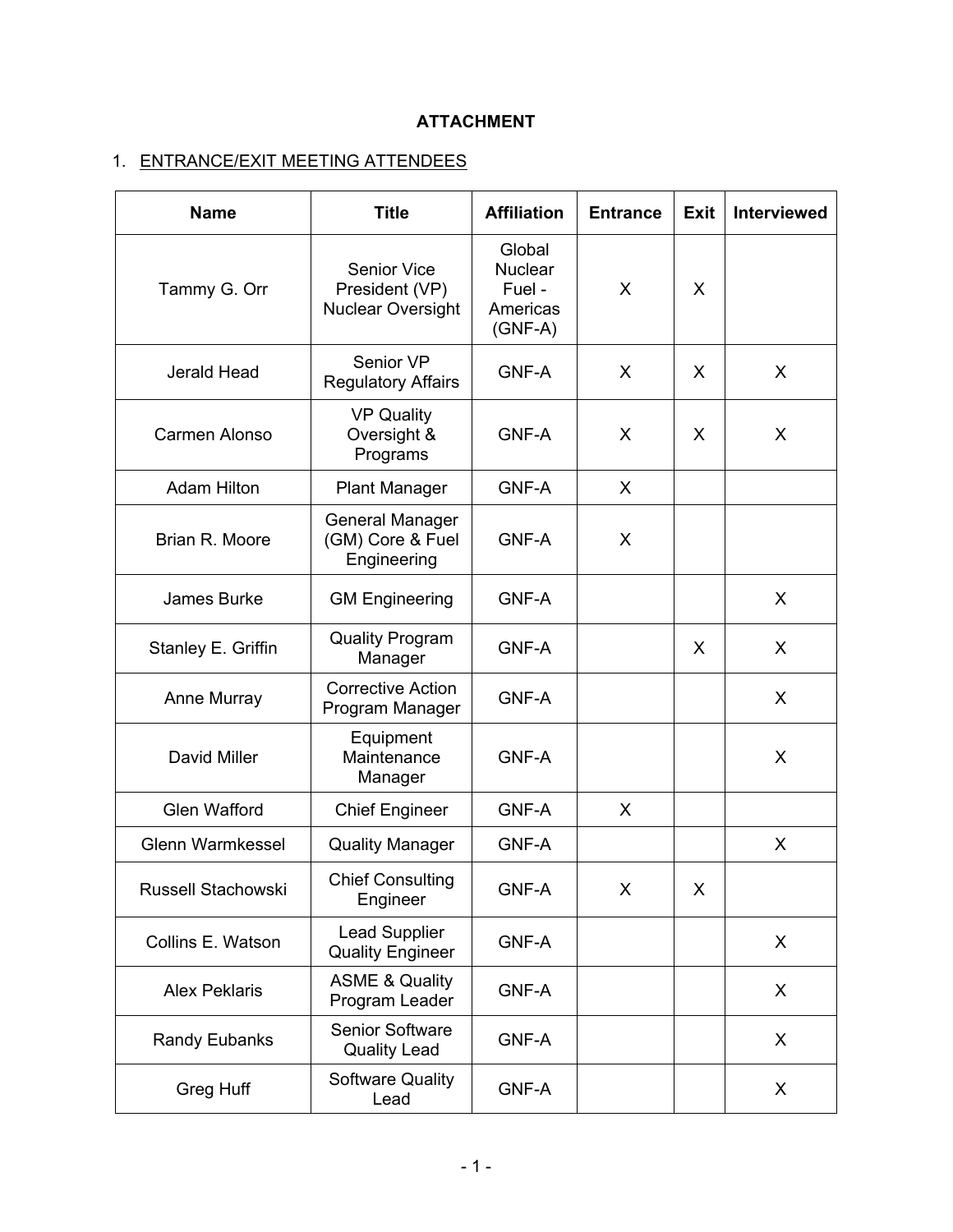**ATTACHMENT**

1. ENTRANCE/EXIT MEETING ATTENDEES

| Name | Title | Affiliation | Entrance | Exit | Interviewed |
|---|---|---|---|---|---|
| Tammy G. Orr | Senior Vice President (VP) Nuclear Oversight | Global Nuclear Fuel - Americas (GNF-A) | X | X | |
| Jerald Head | Senior VP Regulatory Affairs | GNF-A | X | X | X |
| Carmen Alonso | VP Quality Oversight & Programs | GNF-A | X | X | X |
| Adam Hilton | Plant Manager | GNF-A | X | | |
| Brian R. Moore | General Manager (GM) Core & Fuel Engineering | GNF-A | X | | |
| James Burke | GM Engineering | GNF-A | | | X |
| Stanley E. Griffin | Quality Program Manager | GNF-A | | X | X |
| Anne Murray | Corrective Action Program Manager | GNF-A | | | X |
| David Miller | Equipment Maintenance Manager | GNF-A | | | X |
| Glen Wafford | Chief Engineer | GNF-A | X | | |
| Glenn Warmkessel | Quality Manager | GNF-A | | | X |
| Russell Stachowski | Chief Consulting Engineer | GNF-A | X | X | |
| Collins E. Watson | Lead Supplier Quality Engineer | GNF-A | | | X |
| Alex Peklaris | ASME & Quality Program Leader | GNF-A | | | X |
| Randy Eubanks | Senior Software Quality Lead | GNF-A | | | X |
| Greg Huff | Software Quality Lead | GNF-A | | | X |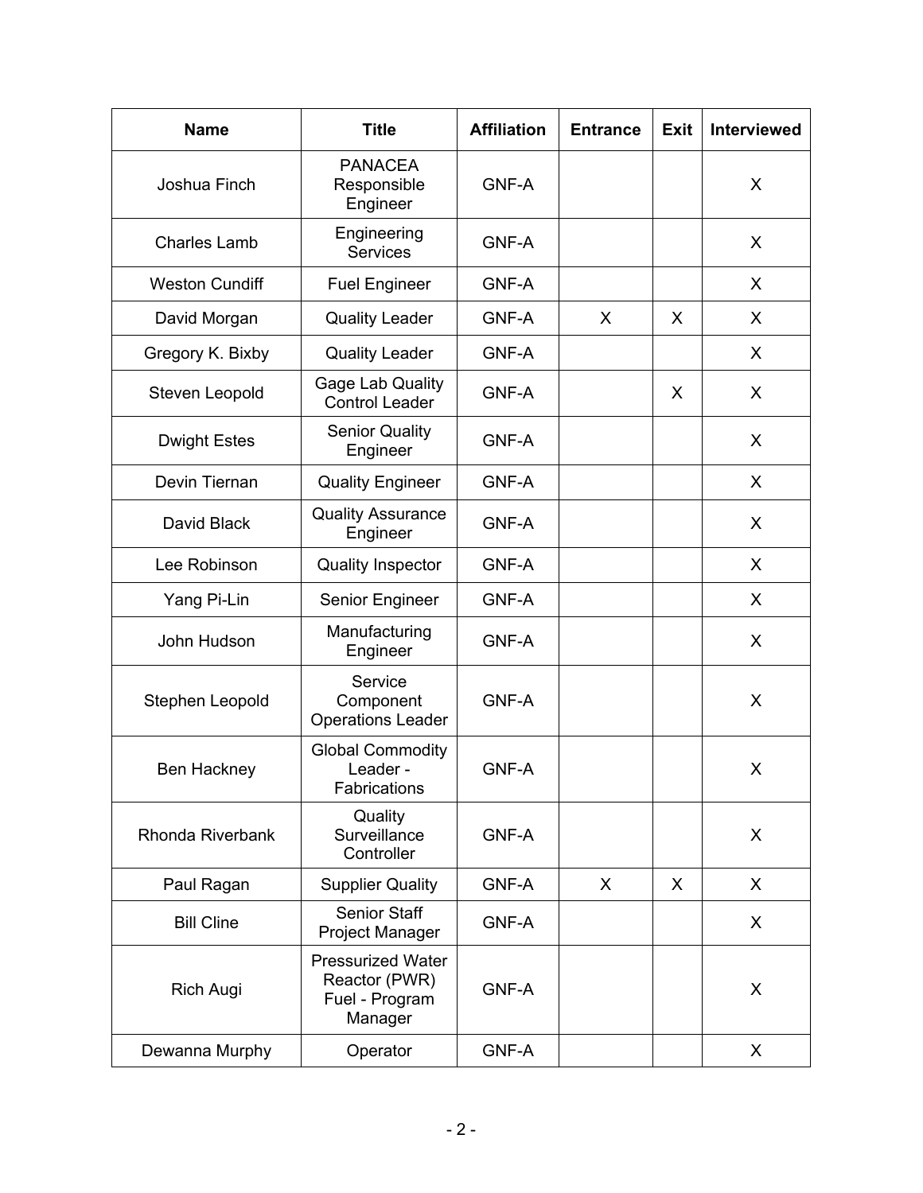| Name | Title | Affiliation | Entrance | Exit | Interviewed |
|---|---|---|---|---|---|
| Joshua Finch | PANACEA Responsible Engineer | GNF-A | | | X |
| Charles Lamb | Engineering Services | GNF-A | | | X |
| Weston Cundiff | Fuel Engineer | GNF-A | | | X |
| David Morgan | Quality Leader | GNF-A | X | X | X |
| Gregory K. Bixby | Quality Leader | GNF-A | | | X |
| Steven Leopold | Gage Lab Quality Control Leader | GNF-A | | X | X |
| Dwight Estes | Senior Quality Engineer | GNF-A | | | X |
| Devin Tiernan | Quality Engineer | GNF-A | | | X |
| David Black | Quality Assurance Engineer | GNF-A | | | X |
| Lee Robinson | Quality Inspector | GNF-A | | | X |
| Yang Pi-Lin | Senior Engineer | GNF-A | | | X |
| John Hudson | Manufacturing Engineer | GNF-A | | | X |
| Stephen Leopold | Service Component Operations Leader | GNF-A | | | X |
| Ben Hackney | Global Commodity Leader - Fabrications | GNF-A | | | X |
| Rhonda Riverbank | Quality Surveillance Controller | GNF-A | | | X |
| Paul Ragan | Supplier Quality | GNF-A | X | X | X |
| Bill Cline | Senior Staff Project Manager | GNF-A | | | X |
| Rich Augi | Pressurized Water Reactor (PWR) Fuel - Program Manager | GNF-A | | | X |
| Dewanna Murphy | Operator | GNF-A | | | X |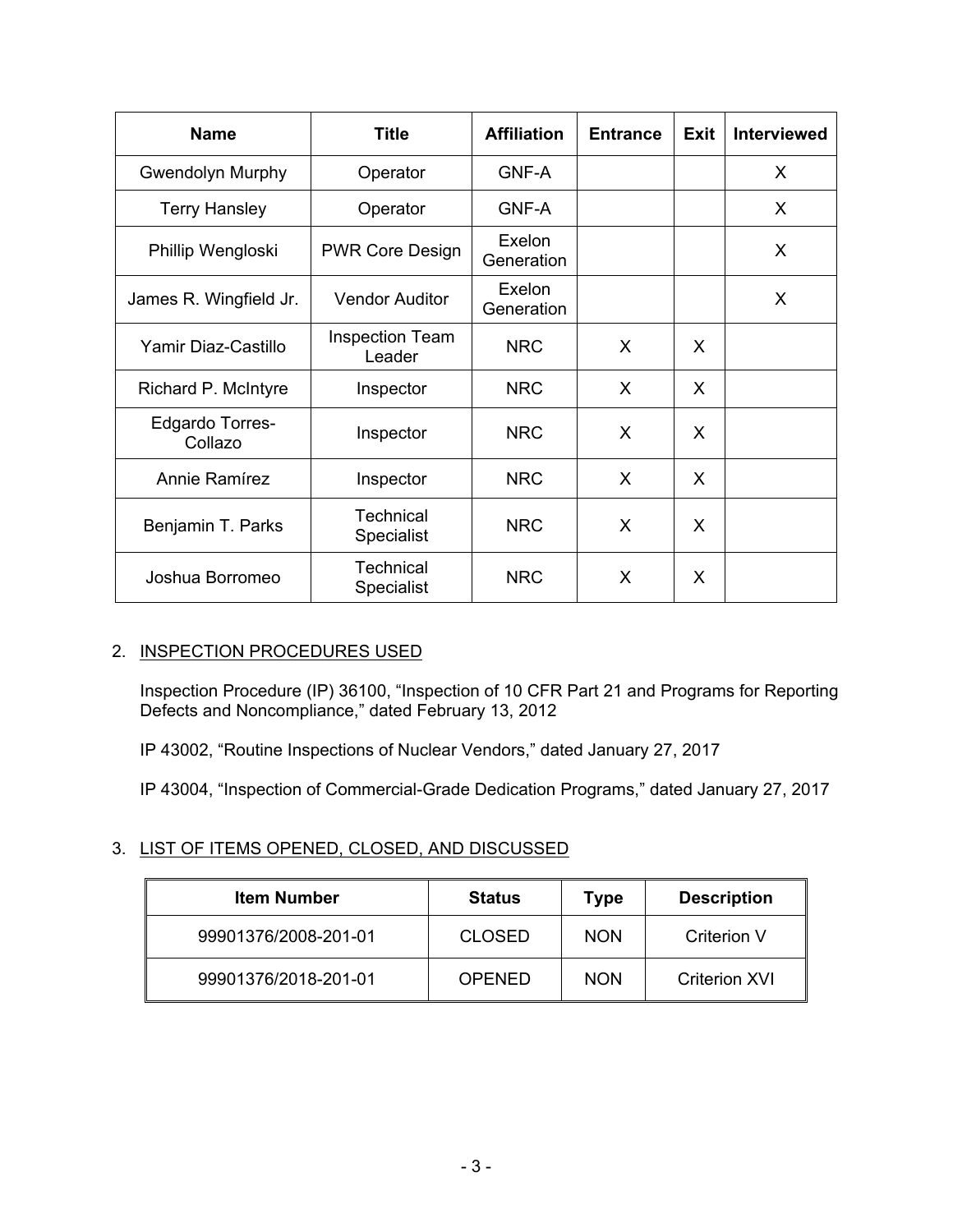| Name | Title | Affiliation | Entrance | Exit | Interviewed |
|---|---|---|---|---|---|
| Gwendolyn Murphy | Operator | GNF-A | | | X |
| Terry Hansley | Operator | GNF-A | | | X |
| Phillip Wengloski | PWR Core Design | Exelon Generation | | | X |
| James R. Wingfield Jr. | Vendor Auditor | Exelon Generation | | | X |
| Yamir Diaz-Castillo | Inspection Team Leader | NRC | X | X | |
| Richard P. McIntyre | Inspector | NRC | X | X | |
| Edgardo Torres-Collazo | Inspector | NRC | X | X | |
| Annie Ramírez | Inspector | NRC | X | X | |
| Benjamin T. Parks | Technical Specialist | NRC | X | X | |
| Joshua Borromeo | Technical Specialist | NRC | X | X | |

2. INSPECTION PROCEDURES USED

Inspection Procedure (IP) 36100, "Inspection of 10 CFR Part 21 and Programs for Reporting Defects and Noncompliance," dated February 13, 2012

IP 43002, "Routine Inspections of Nuclear Vendors," dated January 27, 2017

IP 43004, "Inspection of Commercial-Grade Dedication Programs," dated January 27, 2017

3. LIST OF ITEMS OPENED, CLOSED, AND DISCUSSED

| Item Number | Status | Type | Description |
|---|---|---|---|
| 99901376/2008-201-01 | CLOSED | NON | Criterion V |
| 99901376/2018-201-01 | OPENED | NON | Criterion XVI |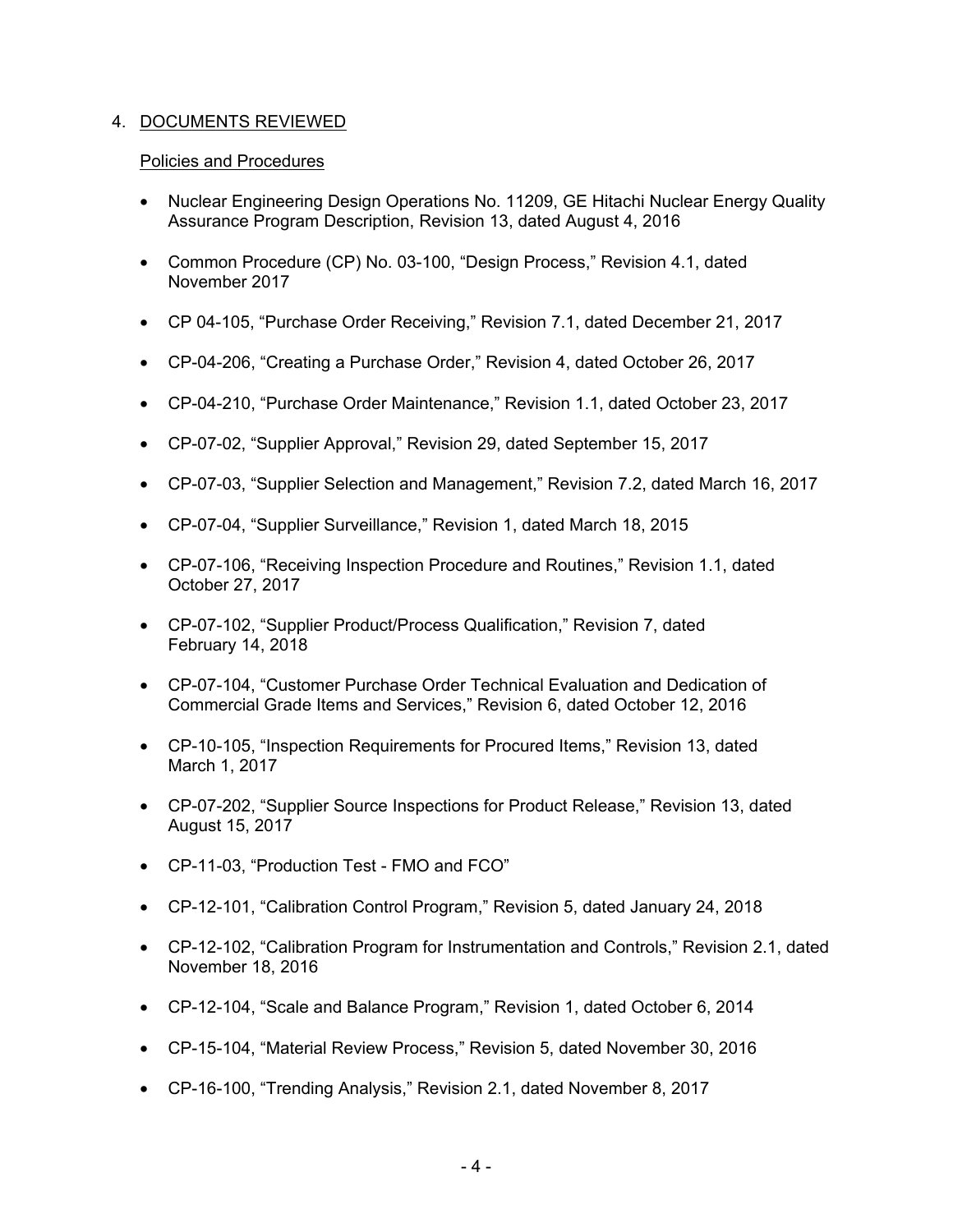## 4. DOCUMENTS REVIEWED

### Policies and Procedures

- Nuclear Engineering Design Operations No. 11209, GE Hitachi Nuclear Energy Quality Assurance Program Description, Revision 13, dated August 4, 2016
- Common Procedure (CP) No. 03-100, "Design Process," Revision 4.1, dated November 2017
- CP 04-105, "Purchase Order Receiving," Revision 7.1, dated December 21, 2017
- CP-04-206, "Creating a Purchase Order," Revision 4, dated October 26, 2017
- CP-04-210, "Purchase Order Maintenance," Revision 1.1, dated October 23, 2017
- CP-07-02, "Supplier Approval," Revision 29, dated September 15, 2017
- CP-07-03, "Supplier Selection and Management," Revision 7.2, dated March 16, 2017
- CP-07-04, "Supplier Surveillance," Revision 1, dated March 18, 2015
- CP-07-106, "Receiving Inspection Procedure and Routines," Revision 1.1, dated October 27, 2017
- CP-07-102, "Supplier Product/Process Qualification," Revision 7, dated February 14, 2018
- CP-07-104, "Customer Purchase Order Technical Evaluation and Dedication of Commercial Grade Items and Services," Revision 6, dated October 12, 2016
- CP-10-105, "Inspection Requirements for Procured Items," Revision 13, dated March 1, 2017
- CP-07-202, "Supplier Source Inspections for Product Release," Revision 13, dated August 15, 2017
- CP-11-03, "Production Test - FMO and FCO"
- CP-12-101, "Calibration Control Program," Revision 5, dated January 24, 2018
- CP-12-102, "Calibration Program for Instrumentation and Controls," Revision 2.1, dated November 18, 2016
- CP-12-104, "Scale and Balance Program," Revision 1, dated October 6, 2014
- CP-15-104, "Material Review Process," Revision 5, dated November 30, 2016
- CP-16-100, "Trending Analysis," Revision 2.1, dated November 8, 2017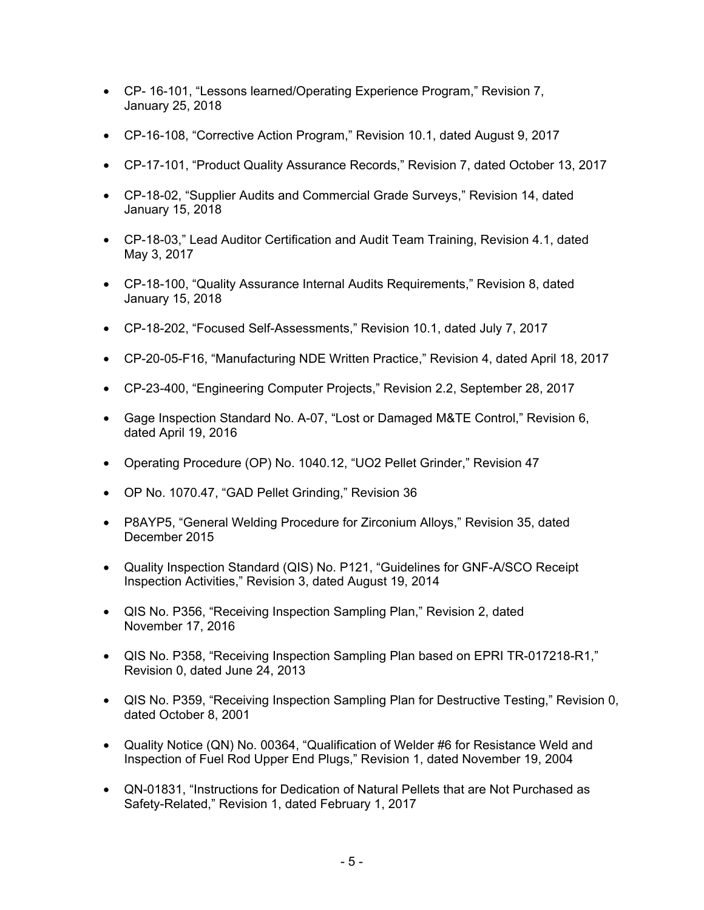- CP- 16-101, "Lessons learned/Operating Experience Program," Revision 7, January 25, 2018
- CP-16-108, "Corrective Action Program," Revision 10.1, dated August 9, 2017
- CP-17-101, "Product Quality Assurance Records," Revision 7, dated October 13, 2017
- CP-18-02, "Supplier Audits and Commercial Grade Surveys," Revision 14, dated January 15, 2018
- CP-18-03," Lead Auditor Certification and Audit Team Training, Revision 4.1, dated May 3, 2017
- CP-18-100, "Quality Assurance Internal Audits Requirements," Revision 8, dated January 15, 2018
- CP-18-202, "Focused Self-Assessments," Revision 10.1, dated July 7, 2017
- CP-20-05-F16, "Manufacturing NDE Written Practice," Revision 4, dated April 18, 2017
- CP-23-400, "Engineering Computer Projects," Revision 2.2, September 28, 2017
- Gage Inspection Standard No. A-07, "Lost or Damaged M&TE Control," Revision 6, dated April 19, 2016
- Operating Procedure (OP) No. 1040.12, "UO2 Pellet Grinder," Revision 47
- OP No. 1070.47, "GAD Pellet Grinding," Revision 36
- P8AYP5, "General Welding Procedure for Zirconium Alloys," Revision 35, dated December 2015
- Quality Inspection Standard (QIS) No. P121, "Guidelines for GNF-A/SCO Receipt Inspection Activities," Revision 3, dated August 19, 2014
- QIS No. P356, "Receiving Inspection Sampling Plan," Revision 2, dated November 17, 2016
- QIS No. P358, "Receiving Inspection Sampling Plan based on EPRI TR-017218-R1," Revision 0, dated June 24, 2013
- QIS No. P359, "Receiving Inspection Sampling Plan for Destructive Testing," Revision 0, dated October 8, 2001
- Quality Notice (QN) No. 00364, "Qualification of Welder #6 for Resistance Weld and Inspection of Fuel Rod Upper End Plugs," Revision 1, dated November 19, 2004
- QN-01831, "Instructions for Dedication of Natural Pellets that are Not Purchased as Safety-Related," Revision 1, dated February 1, 2017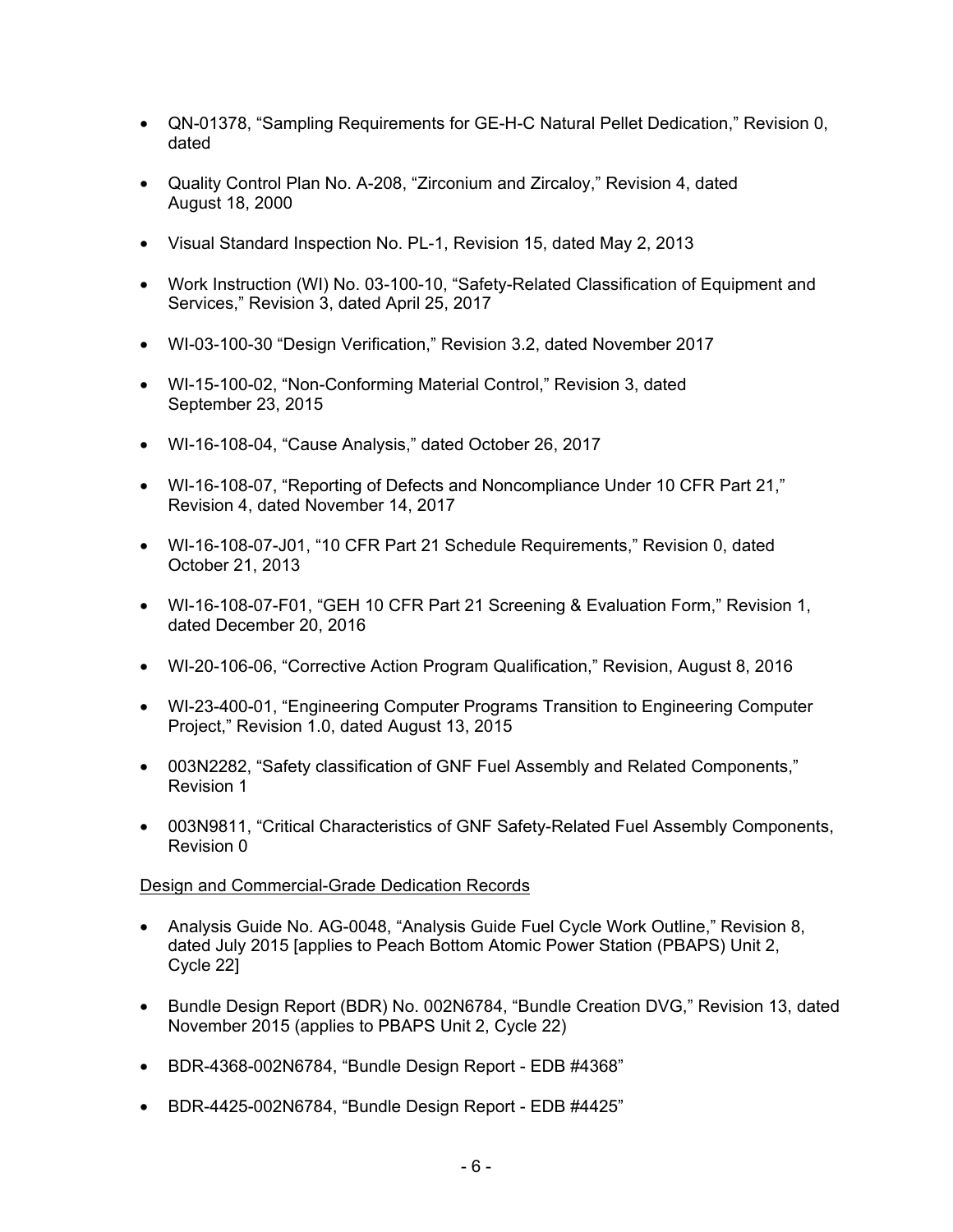- QN-01378, "Sampling Requirements for GE-H-C Natural Pellet Dedication," Revision 0, dated

- Quality Control Plan No. A-208, "Zirconium and Zircaloy," Revision 4, dated August 18, 2000

- Visual Standard Inspection No. PL-1, Revision 15, dated May 2, 2013

- Work Instruction (WI) No. 03-100-10, "Safety-Related Classification of Equipment and Services," Revision 3, dated April 25, 2017

- WI-03-100-30 "Design Verification," Revision 3.2, dated November 2017

- WI-15-100-02, "Non-Conforming Material Control," Revision 3, dated September 23, 2015

- WI-16-108-04, "Cause Analysis," dated October 26, 2017

- WI-16-108-07, "Reporting of Defects and Noncompliance Under 10 CFR Part 21," Revision 4, dated November 14, 2017

- WI-16-108-07-J01, "10 CFR Part 21 Schedule Requirements," Revision 0, dated October 21, 2013

- WI-16-108-07-F01, "GEH 10 CFR Part 21 Screening & Evaluation Form," Revision 1, dated December 20, 2016

- WI-20-106-06, "Corrective Action Program Qualification," Revision, August 8, 2016

- WI-23-400-01, "Engineering Computer Programs Transition to Engineering Computer Project," Revision 1.0, dated August 13, 2015

- 003N2282, "Safety classification of GNF Fuel Assembly and Related Components," Revision 1

- 003N9811, "Critical Characteristics of GNF Safety-Related Fuel Assembly Components, Revision 0

Design and Commercial-Grade Dedication Records

- Analysis Guide No. AG-0048, "Analysis Guide Fuel Cycle Work Outline," Revision 8, dated July 2015 [applies to Peach Bottom Atomic Power Station (PBAPS) Unit 2, Cycle 22]

- Bundle Design Report (BDR) No. 002N6784, "Bundle Creation DVG," Revision 13, dated November 2015 (applies to PBAPS Unit 2, Cycle 22)

- BDR-4368-002N6784, "Bundle Design Report - EDB #4368"

- BDR-4425-002N6784, "Bundle Design Report - EDB #4425"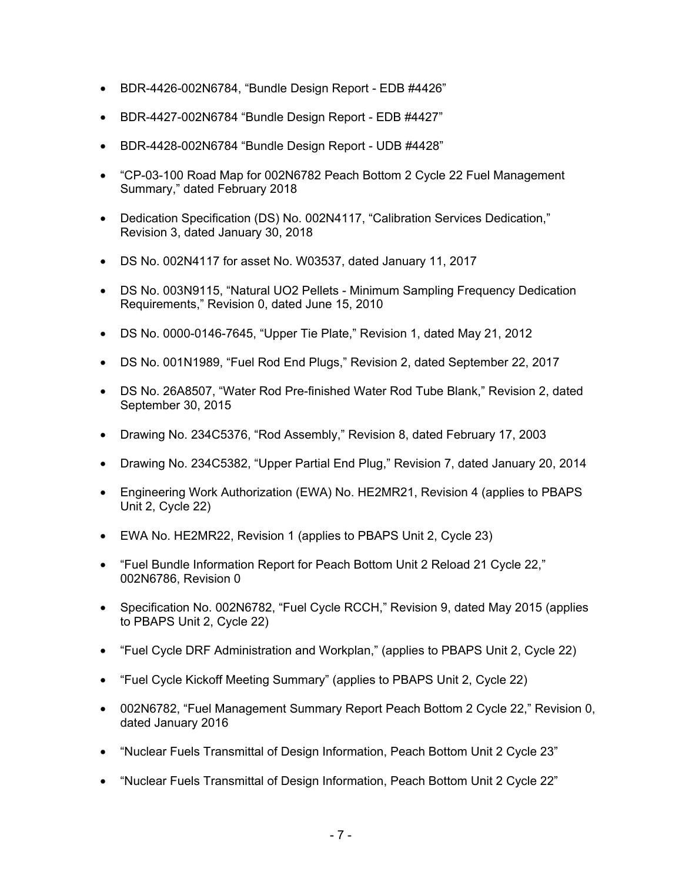- BDR-4426-002N6784, “Bundle Design Report - EDB #4426”
- BDR-4427-002N6784 “Bundle Design Report - EDB #4427”
- BDR-4428-002N6784 “Bundle Design Report - UDB #4428”
- “CP-03-100 Road Map for 002N6782 Peach Bottom 2 Cycle 22 Fuel Management Summary,” dated February 2018
- Dedication Specification (DS) No. 002N4117, “Calibration Services Dedication,” Revision 3, dated January 30, 2018
- DS No. 002N4117 for asset No. W03537, dated January 11, 2017
- DS No. 003N9115, “Natural UO2 Pellets - Minimum Sampling Frequency Dedication Requirements,” Revision 0, dated June 15, 2010
- DS No. 0000-0146-7645, “Upper Tie Plate,” Revision 1, dated May 21, 2012
- DS No. 001N1989, “Fuel Rod End Plugs,” Revision 2, dated September 22, 2017
- DS No. 26A8507, “Water Rod Pre-finished Water Rod Tube Blank,” Revision 2, dated September 30, 2015
- Drawing No. 234C5376, “Rod Assembly,” Revision 8, dated February 17, 2003
- Drawing No. 234C5382, “Upper Partial End Plug,” Revision 7, dated January 20, 2014
- Engineering Work Authorization (EWA) No. HE2MR21, Revision 4 (applies to PBAPS Unit 2, Cycle 22)
- EWA No. HE2MR22, Revision 1 (applies to PBAPS Unit 2, Cycle 23)
- “Fuel Bundle Information Report for Peach Bottom Unit 2 Reload 21 Cycle 22,” 002N6786, Revision 0
- Specification No. 002N6782, “Fuel Cycle RCCH,” Revision 9, dated May 2015 (applies to PBAPS Unit 2, Cycle 22)
- “Fuel Cycle DRF Administration and Workplan,” (applies to PBAPS Unit 2, Cycle 22)
- “Fuel Cycle Kickoff Meeting Summary” (applies to PBAPS Unit 2, Cycle 22)
- 002N6782, “Fuel Management Summary Report Peach Bottom 2 Cycle 22,” Revision 0, dated January 2016
- “Nuclear Fuels Transmittal of Design Information, Peach Bottom Unit 2 Cycle 23”
- “Nuclear Fuels Transmittal of Design Information, Peach Bottom Unit 2 Cycle 22”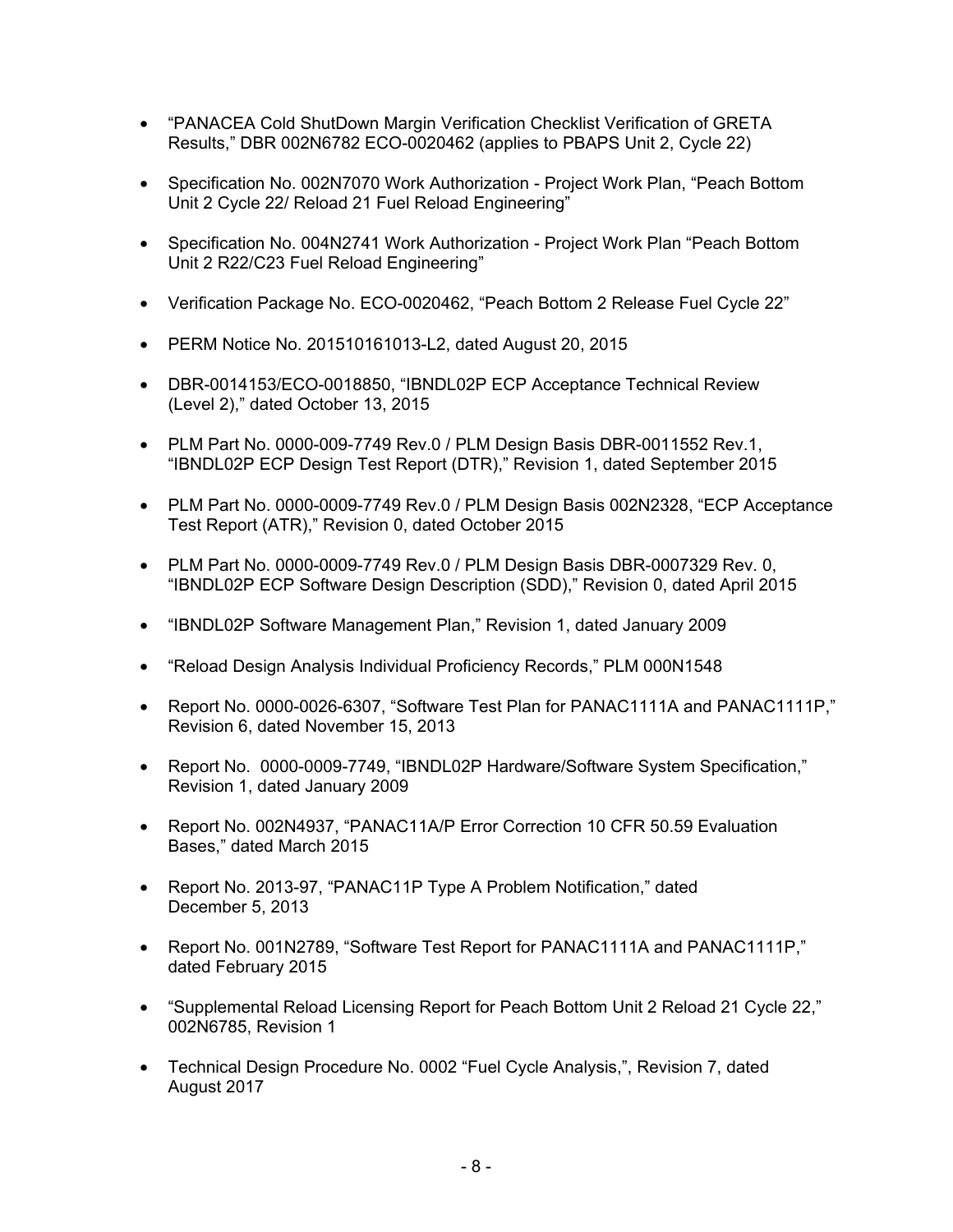- "PANACEA Cold ShutDown Margin Verification Checklist Verification of GRETA Results," DBR 002N6782 ECO-0020462 (applies to PBAPS Unit 2, Cycle 22)
- Specification No. 002N7070 Work Authorization - Project Work Plan, "Peach Bottom Unit 2 Cycle 22/ Reload 21 Fuel Reload Engineering"
- Specification No. 004N2741 Work Authorization - Project Work Plan "Peach Bottom Unit 2 R22/C23 Fuel Reload Engineering"
- Verification Package No. ECO-0020462, "Peach Bottom 2 Release Fuel Cycle 22"
- PERM Notice No. 201510161013-L2, dated August 20, 2015
- DBR-0014153/ECO-0018850, "IBNDL02P ECP Acceptance Technical Review (Level 2)," dated October 13, 2015
- PLM Part No. 0000-009-7749 Rev.0 / PLM Design Basis DBR-0011552 Rev.1, "IBNDL02P ECP Design Test Report (DTR)," Revision 1, dated September 2015
- PLM Part No. 0000-0009-7749 Rev.0 / PLM Design Basis 002N2328, "ECP Acceptance Test Report (ATR)," Revision 0, dated October 2015
- PLM Part No. 0000-0009-7749 Rev.0 / PLM Design Basis DBR-0007329 Rev. 0, "IBNDL02P ECP Software Design Description (SDD)," Revision 0, dated April 2015
- "IBNDL02P Software Management Plan," Revision 1, dated January 2009
- "Reload Design Analysis Individual Proficiency Records," PLM 000N1548
- Report No. 0000-0026-6307, "Software Test Plan for PANAC1111A and PANAC1111P," Revision 6, dated November 15, 2013
- Report No. 0000-0009-7749, "IBNDL02P Hardware/Software System Specification," Revision 1, dated January 2009
- Report No. 002N4937, "PANAC11A/P Error Correction 10 CFR 50.59 Evaluation Bases," dated March 2015
- Report No. 2013-97, "PANAC11P Type A Problem Notification," dated December 5, 2013
- Report No. 001N2789, "Software Test Report for PANAC1111A and PANAC1111P," dated February 2015
- "Supplemental Reload Licensing Report for Peach Bottom Unit 2 Reload 21 Cycle 22," 002N6785, Revision 1
- Technical Design Procedure No. 0002 "Fuel Cycle Analysis,", Revision 7, dated August 2017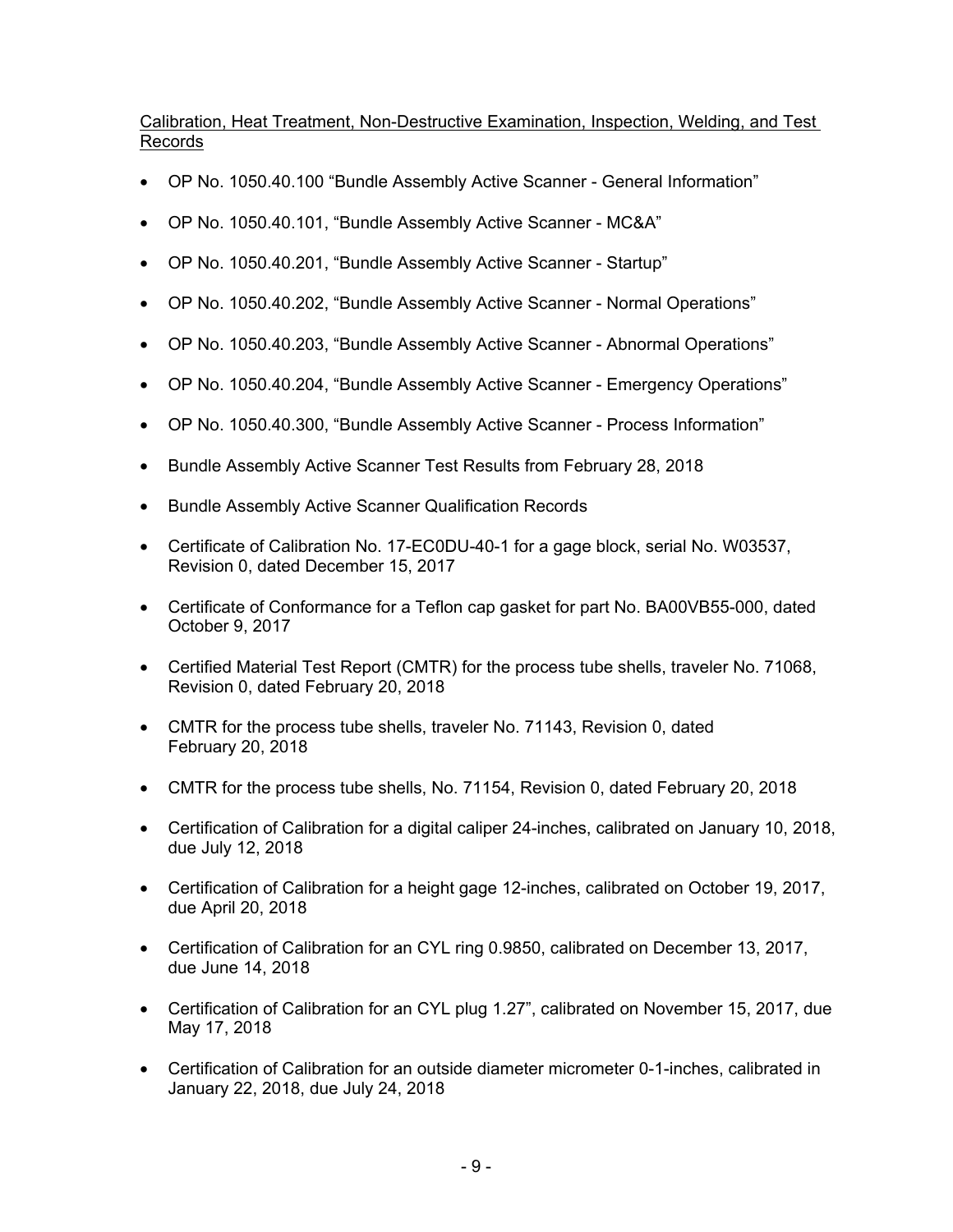Calibration, Heat Treatment, Non-Destructive Examination, Inspection, Welding, and Test Records

- OP No. 1050.40.100 "Bundle Assembly Active Scanner - General Information"
- OP No. 1050.40.101, "Bundle Assembly Active Scanner - MC&A"
- OP No. 1050.40.201, "Bundle Assembly Active Scanner - Startup"
- OP No. 1050.40.202, "Bundle Assembly Active Scanner - Normal Operations"
- OP No. 1050.40.203, "Bundle Assembly Active Scanner - Abnormal Operations"
- OP No. 1050.40.204, "Bundle Assembly Active Scanner - Emergency Operations"
- OP No. 1050.40.300, "Bundle Assembly Active Scanner - Process Information"
- Bundle Assembly Active Scanner Test Results from February 28, 2018
- Bundle Assembly Active Scanner Qualification Records
- Certificate of Calibration No. 17-EC0DU-40-1 for a gage block, serial No. W03537, Revision 0, dated December 15, 2017
- Certificate of Conformance for a Teflon cap gasket for part No. BA00VB55-000, dated October 9, 2017
- Certified Material Test Report (CMTR) for the process tube shells, traveler No. 71068, Revision 0, dated February 20, 2018
- CMTR for the process tube shells, traveler No. 71143, Revision 0, dated February 20, 2018
- CMTR for the process tube shells, No. 71154, Revision 0, dated February 20, 2018
- Certification of Calibration for a digital caliper 24-inches, calibrated on January 10, 2018, due July 12, 2018
- Certification of Calibration for a height gage 12-inches, calibrated on October 19, 2017, due April 20, 2018
- Certification of Calibration for an CYL ring 0.9850, calibrated on December 13, 2017, due June 14, 2018
- Certification of Calibration for an CYL plug 1.27", calibrated on November 15, 2017, due May 17, 2018
- Certification of Calibration for an outside diameter micrometer 0-1-inches, calibrated in January 22, 2018, due July 24, 2018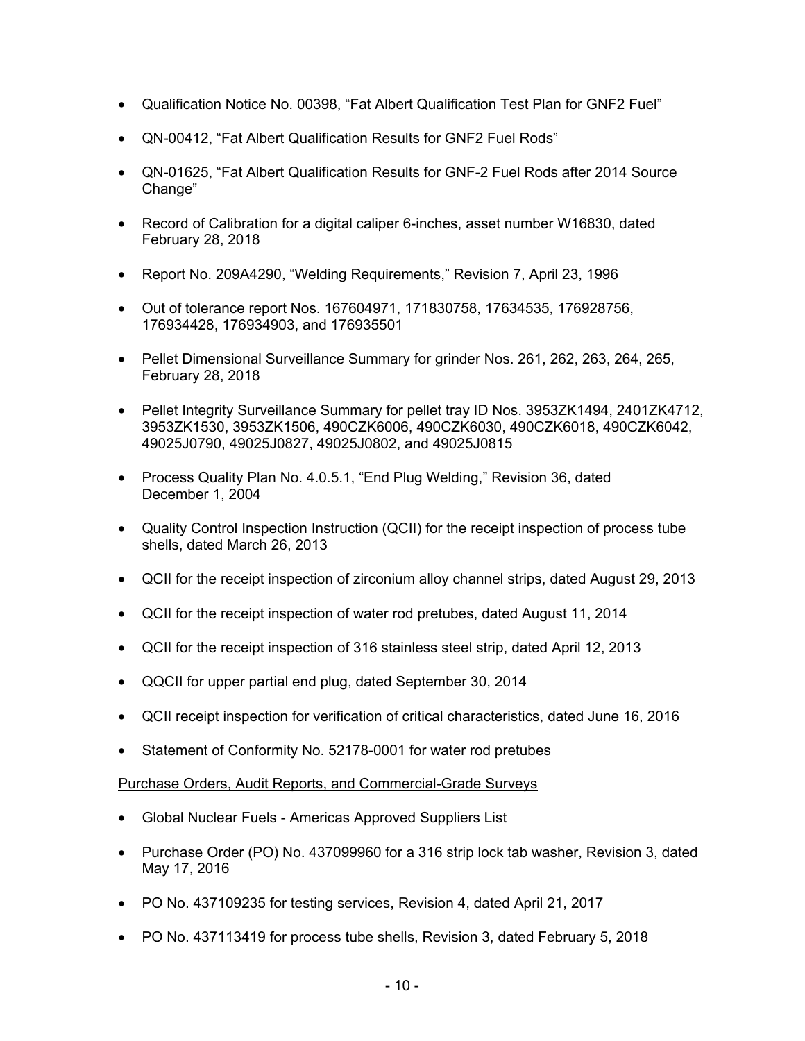- Qualification Notice No. 00398, "Fat Albert Qualification Test Plan for GNF2 Fuel"
- QN-00412, "Fat Albert Qualification Results for GNF2 Fuel Rods"
- QN-01625, "Fat Albert Qualification Results for GNF-2 Fuel Rods after 2014 Source Change"
- Record of Calibration for a digital caliper 6-inches, asset number W16830, dated February 28, 2018
- Report No. 209A4290, "Welding Requirements," Revision 7, April 23, 1996
- Out of tolerance report Nos. 167604971, 171830758, 17634535, 176928756, 176934428, 176934903, and 176935501
- Pellet Dimensional Surveillance Summary for grinder Nos. 261, 262, 263, 264, 265, February 28, 2018
- Pellet Integrity Surveillance Summary for pellet tray ID Nos. 3953ZK1494, 2401ZK4712, 3953ZK1530, 3953ZK1506, 490CZK6006, 490CZK6030, 490CZK6018, 490CZK6042, 49025J0790, 49025J0827, 49025J0802, and 49025J0815
- Process Quality Plan No. 4.0.5.1, "End Plug Welding," Revision 36, dated December 1, 2004
- Quality Control Inspection Instruction (QCII) for the receipt inspection of process tube shells, dated March 26, 2013
- QCII for the receipt inspection of zirconium alloy channel strips, dated August 29, 2013
- QCII for the receipt inspection of water rod pretubes, dated August 11, 2014
- QCII for the receipt inspection of 316 stainless steel strip, dated April 12, 2013
- QQCII for upper partial end plug, dated September 30, 2014
- QCII receipt inspection for verification of critical characteristics, dated June 16, 2016
- Statement of Conformity No. 52178-0001 for water rod pretubes

Purchase Orders, Audit Reports, and Commercial-Grade Surveys

- Global Nuclear Fuels - Americas Approved Suppliers List
- Purchase Order (PO) No. 437099960 for a 316 strip lock tab washer, Revision 3, dated May 17, 2016
- PO No. 437109235 for testing services, Revision 4, dated April 21, 2017
- PO No. 437113419 for process tube shells, Revision 3, dated February 5, 2018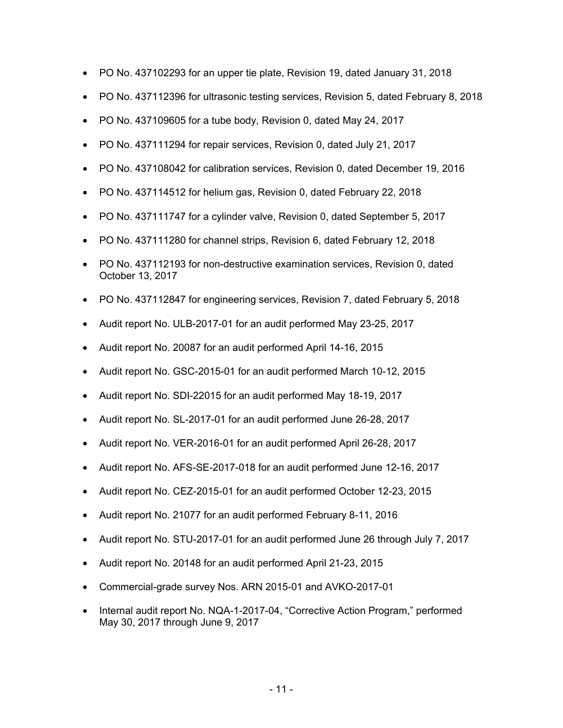- PO No. 437102293 for an upper tie plate, Revision 19, dated January 31, 2018
- PO No. 437112396 for ultrasonic testing services, Revision 5, dated February 8, 2018
- PO No. 437109605 for a tube body, Revision 0, dated May 24, 2017
- PO No. 437111294 for repair services, Revision 0, dated July 21, 2017
- PO No. 437108042 for calibration services, Revision 0, dated December 19, 2016
- PO No. 437114512 for helium gas, Revision 0, dated February 22, 2018
- PO No. 437111747 for a cylinder valve, Revision 0, dated September 5, 2017
- PO No. 437111280 for channel strips, Revision 6, dated February 12, 2018
- PO No. 437112193 for non-destructive examination services, Revision 0, dated October 13, 2017
- PO No. 437112847 for engineering services, Revision 7, dated February 5, 2018
- Audit report No. ULB-2017-01 for an audit performed May 23-25, 2017
- Audit report No. 20087 for an audit performed April 14-16, 2015
- Audit report No. GSC-2015-01 for an audit performed March 10-12, 2015
- Audit report No. SDI-22015 for an audit performed May 18-19, 2017
- Audit report No. SL-2017-01 for an audit performed June 26-28, 2017
- Audit report No. VER-2016-01 for an audit performed April 26-28, 2017
- Audit report No. AFS-SE-2017-018 for an audit performed June 12-16, 2017
- Audit report No. CEZ-2015-01 for an audit performed October 12-23, 2015
- Audit report No. 21077 for an audit performed February 8-11, 2016
- Audit report No. STU-2017-01 for an audit performed June 26 through July 7, 2017
- Audit report No. 20148 for an audit performed April 21-23, 2015
- Commercial-grade survey Nos. ARN 2015-01 and AVKO-2017-01
- Internal audit report No. NQA-1-2017-04, "Corrective Action Program," performed May 30, 2017 through June 9, 2017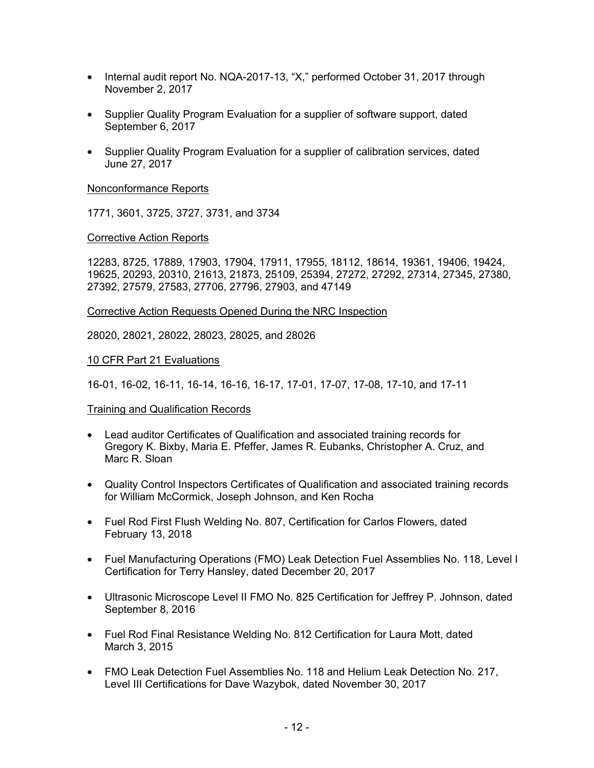- Internal audit report No. NQA-2017-13, "X," performed October 31, 2017 through November 2, 2017

- Supplier Quality Program Evaluation for a supplier of software support, dated September 6, 2017

- Supplier Quality Program Evaluation for a supplier of calibration services, dated June 27, 2017

Nonconformance Reports

1771, 3601, 3725, 3727, 3731, and 3734

Corrective Action Reports

12283, 8725, 17889, 17903, 17904, 17911, 17955, 18112, 18614, 19361, 19406, 19424, 19625, 20293, 20310, 21613, 21873, 25109, 25394, 27272, 27292, 27314, 27345, 27380, 27392, 27579, 27583, 27706, 27796, 27903, and 47149

Corrective Action Requests Opened During the NRC Inspection

28020, 28021, 28022, 28023, 28025, and 28026

10 CFR Part 21 Evaluations

16-01, 16-02, 16-11, 16-14, 16-16, 16-17, 17-01, 17-07, 17-08, 17-10, and 17-11

Training and Qualification Records

- Lead auditor Certificates of Qualification and associated training records for Gregory K. Bixby, Maria E. Pfeffer, James R. Eubanks, Christopher A. Cruz, and Marc R. Sloan

- Quality Control Inspectors Certificates of Qualification and associated training records for William McCormick, Joseph Johnson, and Ken Rocha

- Fuel Rod First Flush Welding No. 807, Certification for Carlos Flowers, dated February 13, 2018

- Fuel Manufacturing Operations (FMO) Leak Detection Fuel Assemblies No. 118, Level I Certification for Terry Hansley, dated December 20, 2017

- Ultrasonic Microscope Level II FMO No. 825 Certification for Jeffrey P. Johnson, dated September 8, 2016

- Fuel Rod Final Resistance Welding No. 812 Certification for Laura Mott, dated March 3, 2015

- FMO Leak Detection Fuel Assemblies No. 118 and Helium Leak Detection No. 217, Level III Certifications for Dave Wazybok, dated November 30, 2017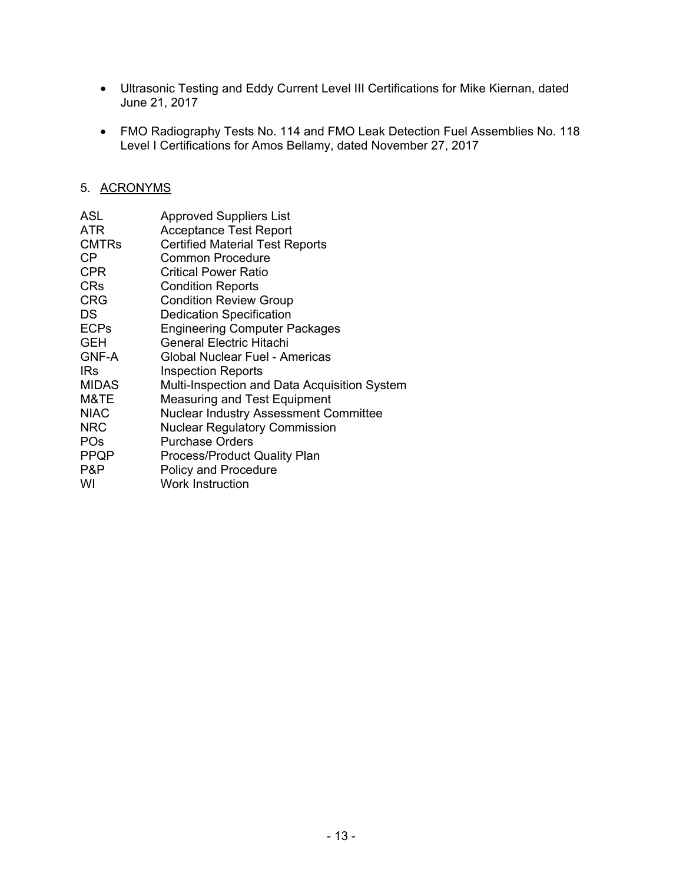- Ultrasonic Testing and Eddy Current Level III Certifications for Mike Kiernan, dated June 21, 2017
- FMO Radiography Tests No. 114 and FMO Leak Detection Fuel Assemblies No. 118 Level I Certifications for Amos Bellamy, dated November 27, 2017

## 5. ACRONYMS

| | |
|---|---|
| ASL | Approved Suppliers List |
| ATR | Acceptance Test Report |
| CMTRs | Certified Material Test Reports |
| CP | Common Procedure |
| CPR | Critical Power Ratio |
| CRs | Condition Reports |
| CRG | Condition Review Group |
| DS | Dedication Specification |
| ECPs | Engineering Computer Packages |
| GEH | General Electric Hitachi |
| GNF-A | Global Nuclear Fuel - Americas |
| IRs | Inspection Reports |
| MIDAS | Multi-Inspection and Data Acquisition System |
| M&TE | Measuring and Test Equipment |
| NIAC | Nuclear Industry Assessment Committee |
| NRC | Nuclear Regulatory Commission |
| POs | Purchase Orders |
| PPQP | Process/Product Quality Plan |
| P&P | Policy and Procedure |
| WI | Work Instruction |